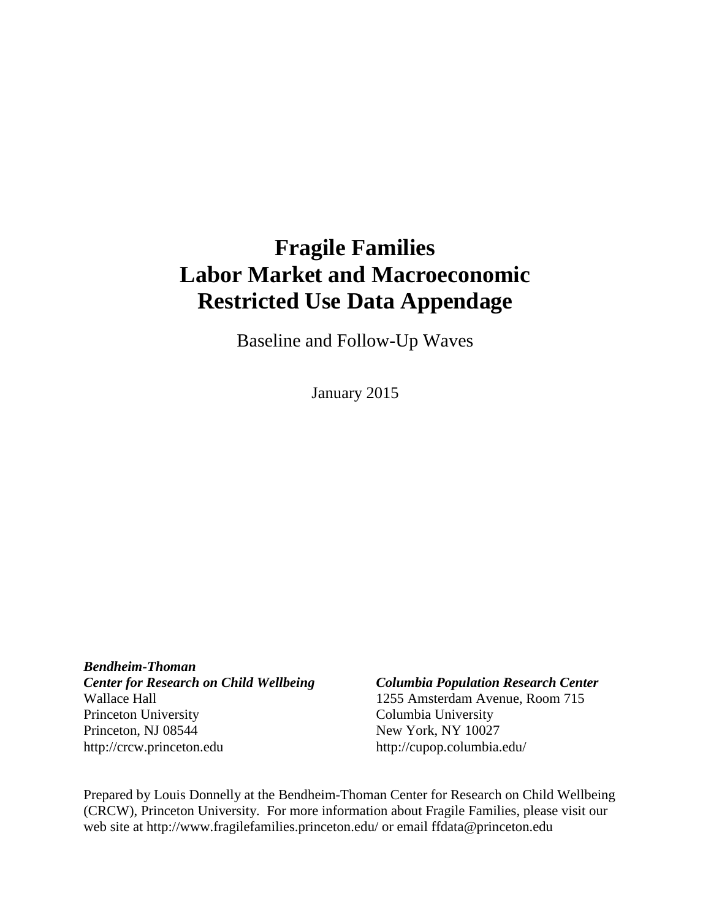# Fragile Families
# Labor Market and Macroeconomic
# Restricted Use Data Appendage

Baseline and Follow-Up Waves

January 2015

***Bendheim-Thoman***
***Center for Research on Child Wellbeing***
Wallace Hall
Princeton University
Princeton, NJ 08544
http://crcw.princeton.edu

***Columbia Population Research Center***
1255 Amsterdam Avenue, Room 715
Columbia University
New York, NY 10027
http://cupop.columbia.edu/

Prepared by Louis Donnelly at the Bendheim-Thoman Center for Research on Child Wellbeing (CRCW), Princeton University. For more information about Fragile Families, please visit our web site at http://www.fragilefamilies.princeton.edu/ or email ffdata@princeton.edu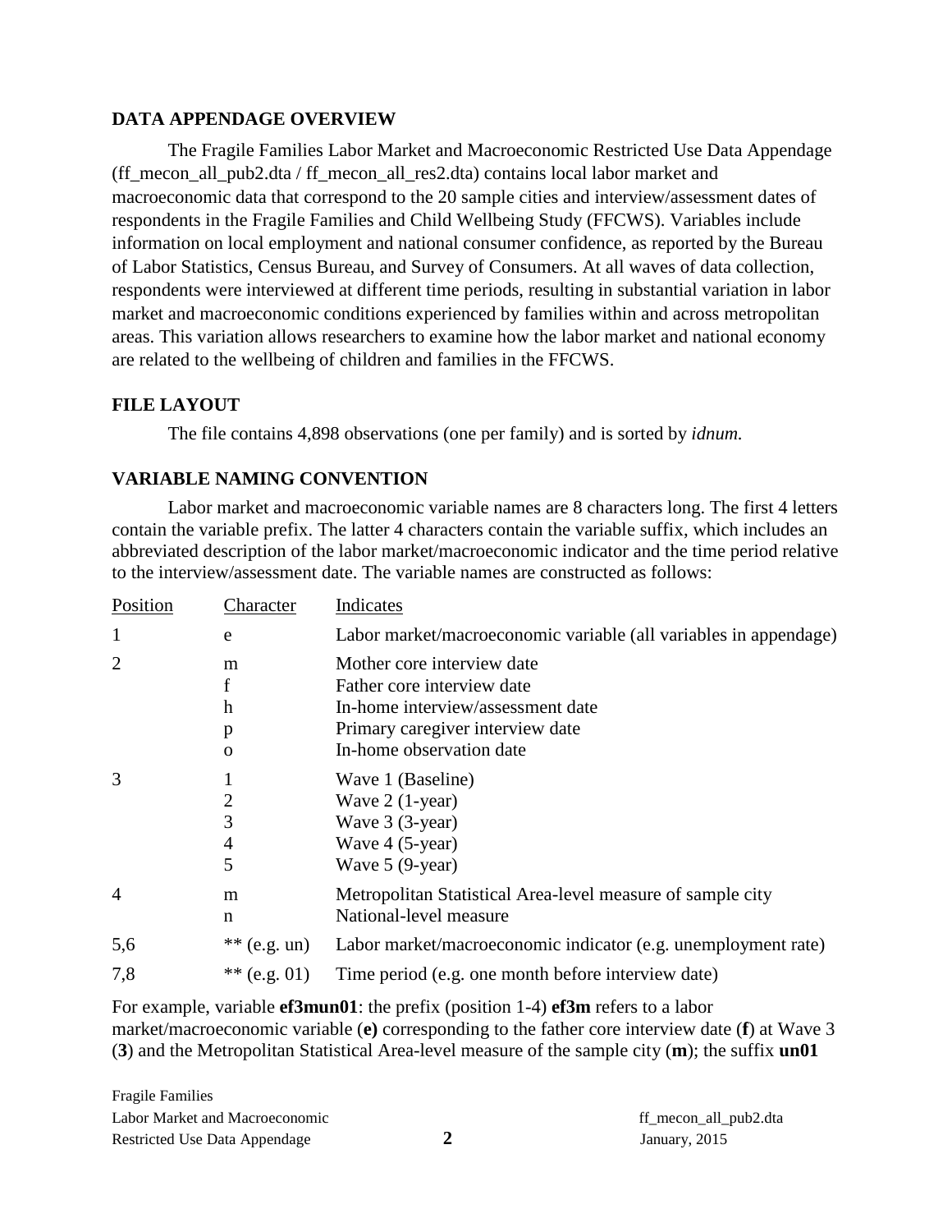## DATA APPENDAGE OVERVIEW

The Fragile Families Labor Market and Macroeconomic Restricted Use Data Appendage (ff_mecon_all_pub2.dta / ff_mecon_all_res2.dta) contains local labor market and macroeconomic data that correspond to the 20 sample cities and interview/assessment dates of respondents in the Fragile Families and Child Wellbeing Study (FFCWS). Variables include information on local employment and national consumer confidence, as reported by the Bureau of Labor Statistics, Census Bureau, and Survey of Consumers. At all waves of data collection, respondents were interviewed at different time periods, resulting in substantial variation in labor market and macroeconomic conditions experienced by families within and across metropolitan areas. This variation allows researchers to examine how the labor market and national economy are related to the wellbeing of children and families in the FFCWS.

## FILE LAYOUT

The file contains 4,898 observations (one per family) and is sorted by *idnum.*

## VARIABLE NAMING CONVENTION

Labor market and macroeconomic variable names are 8 characters long. The first 4 letters contain the variable prefix. The latter 4 characters contain the variable suffix, which includes an abbreviated description of the labor market/macroeconomic indicator and the time period relative to the interview/assessment date. The variable names are constructed as follows:

| Position | Character | Indicates |
|---|---|---|
| 1 | e | Labor market/macroeconomic variable (all variables in appendage) |
| 2 | m | Mother core interview date |
| | f | Father core interview date |
| | h | In-home interview/assessment date |
| | p | Primary caregiver interview date |
| | o | In-home observation date |
| 3 | 1 | Wave 1 (Baseline) |
| | 2 | Wave 2 (1-year) |
| | 3 | Wave 3 (3-year) |
| | 4 | Wave 4 (5-year) |
| | 5 | Wave 5 (9-year) |
| 4 | m | Metropolitan Statistical Area-level measure of sample city |
| | n | National-level measure |
| 5,6 | ** (e.g. un) | Labor market/macroeconomic indicator (e.g. unemployment rate) |
| 7,8 | ** (e.g. 01) | Time period (e.g. one month before interview date) |

For example, variable **ef3mun01**: the prefix (position 1-4) **ef3m** refers to a labor market/macroeconomic variable (**e)** corresponding to the father core interview date (**f**) at Wave 3 (**3**) and the Metropolitan Statistical Area-level measure of the sample city (**m**); the suffix **un01**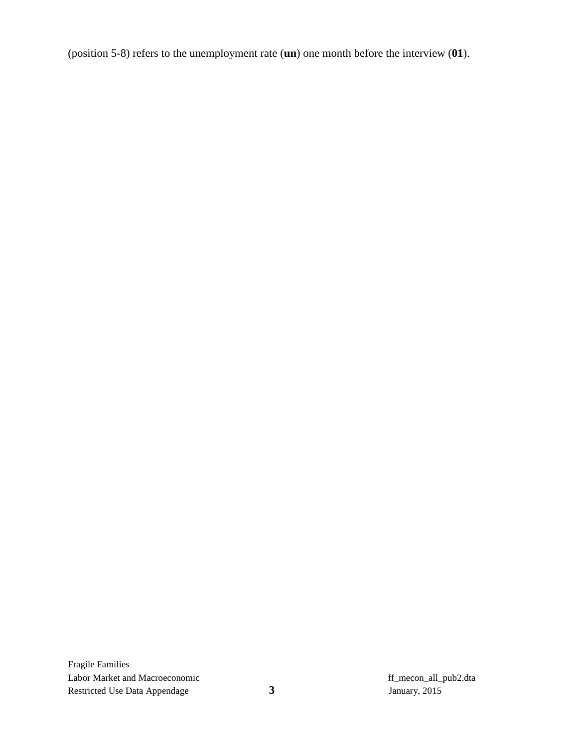(position 5-8) refers to the unemployment rate (**un**) one month before the interview (**01**).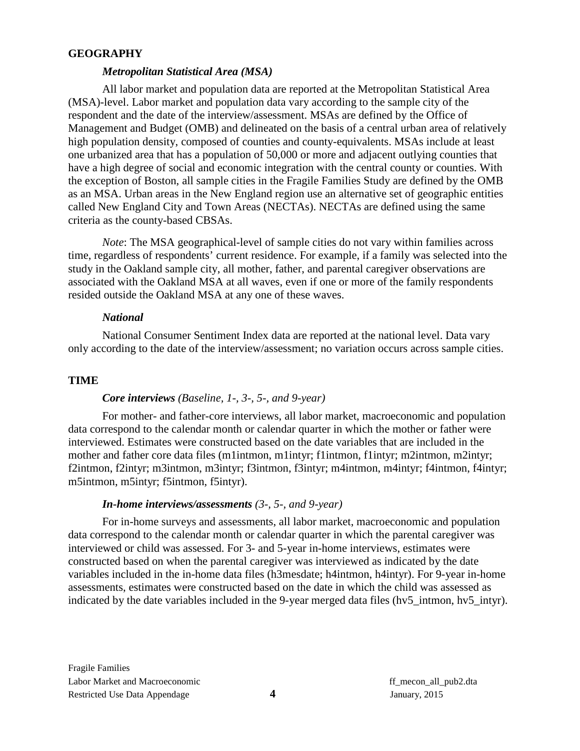## GEOGRAPHY

### *Metropolitan Statistical Area (MSA)*

All labor market and population data are reported at the Metropolitan Statistical Area (MSA)-level. Labor market and population data vary according to the sample city of the respondent and the date of the interview/assessment. MSAs are defined by the Office of Management and Budget (OMB) and delineated on the basis of a central urban area of relatively high population density, composed of counties and county-equivalents. MSAs include at least one urbanized area that has a population of 50,000 or more and adjacent outlying counties that have a high degree of social and economic integration with the central county or counties. With the exception of Boston, all sample cities in the Fragile Families Study are defined by the OMB as an MSA. Urban areas in the New England region use an alternative set of geographic entities called New England City and Town Areas (NECTAs). NECTAs are defined using the same criteria as the county-based CBSAs.

*Note*: The MSA geographical-level of sample cities do not vary within families across time, regardless of respondents' current residence. For example, if a family was selected into the study in the Oakland sample city, all mother, father, and parental caregiver observations are associated with the Oakland MSA at all waves, even if one or more of the family respondents resided outside the Oakland MSA at any one of these waves.

### *National*

National Consumer Sentiment Index data are reported at the national level. Data vary only according to the date of the interview/assessment; no variation occurs across sample cities.

## TIME

### ***Core interviews*** *(Baseline, 1-, 3-, 5-, and 9-year)*

For mother- and father-core interviews, all labor market, macroeconomic and population data correspond to the calendar month or calendar quarter in which the mother or father were interviewed. Estimates were constructed based on the date variables that are included in the mother and father core data files (m1intmon, m1intyr; f1intmon, f1intyr; m2intmon, m2intyr; f2intmon, f2intyr; m3intmon, m3intyr; f3intmon, f3intyr; m4intmon, m4intyr; f4intmon, f4intyr; m5intmon, m5intyr; f5intmon, f5intyr).

### ***In-home interviews/assessments*** *(3-, 5-, and 9-year)*

For in-home surveys and assessments, all labor market, macroeconomic and population data correspond to the calendar month or calendar quarter in which the parental caregiver was interviewed or child was assessed. For 3- and 5-year in-home interviews, estimates were constructed based on when the parental caregiver was interviewed as indicated by the date variables included in the in-home data files (h3mesdate; h4intmon, h4intyr). For 9-year in-home assessments, estimates were constructed based on the date in which the child was assessed as indicated by the date variables included in the 9-year merged data files (hv5_intmon, hv5_intyr).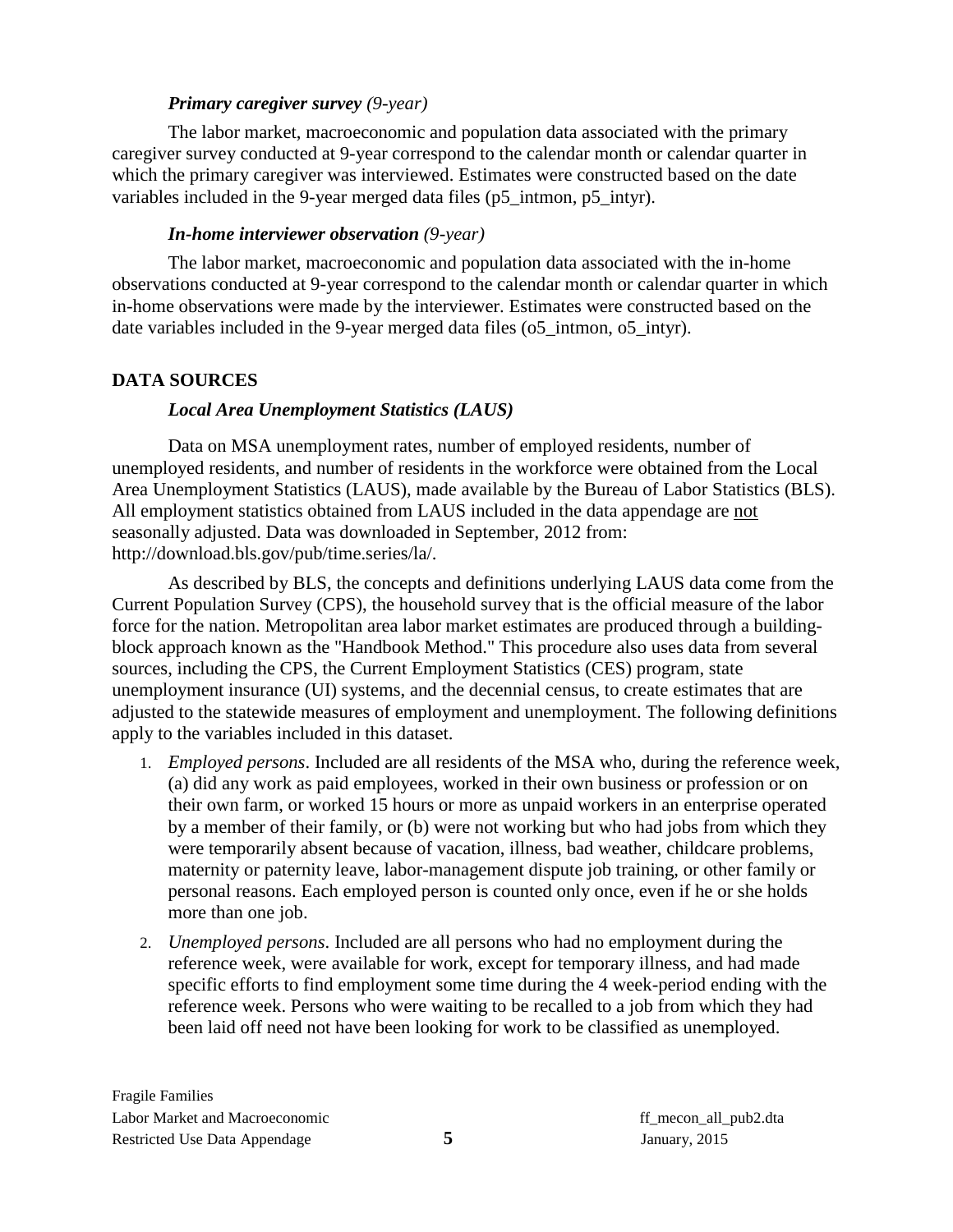#### *Primary caregiver survey (9-year)*

The labor market, macroeconomic and population data associated with the primary caregiver survey conducted at 9-year correspond to the calendar month or calendar quarter in which the primary caregiver was interviewed. Estimates were constructed based on the date variables included in the 9-year merged data files (p5_intmon, p5_intyr).

#### *In-home interviewer observation (9-year)*

The labor market, macroeconomic and population data associated with the in-home observations conducted at 9-year correspond to the calendar month or calendar quarter in which in-home observations were made by the interviewer. Estimates were constructed based on the date variables included in the 9-year merged data files (o5_intmon, o5_intyr).

## DATA SOURCES

#### *Local Area Unemployment Statistics (LAUS)*

Data on MSA unemployment rates, number of employed residents, number of unemployed residents, and number of residents in the workforce were obtained from the Local Area Unemployment Statistics (LAUS), made available by the Bureau of Labor Statistics (BLS). All employment statistics obtained from LAUS included in the data appendage are <u>not</u> seasonally adjusted. Data was downloaded in September, 2012 from: http://download.bls.gov/pub/time.series/la/.

As described by BLS, the concepts and definitions underlying LAUS data come from the Current Population Survey (CPS), the household survey that is the official measure of the labor force for the nation. Metropolitan area labor market estimates are produced through a building-block approach known as the "Handbook Method." This procedure also uses data from several sources, including the CPS, the Current Employment Statistics (CES) program, state unemployment insurance (UI) systems, and the decennial census, to create estimates that are adjusted to the statewide measures of employment and unemployment. The following definitions apply to the variables included in this dataset.

1. *Employed persons*. Included are all residents of the MSA who, during the reference week, (a) did any work as paid employees, worked in their own business or profession or on their own farm, or worked 15 hours or more as unpaid workers in an enterprise operated by a member of their family, or (b) were not working but who had jobs from which they were temporarily absent because of vacation, illness, bad weather, childcare problems, maternity or paternity leave, labor-management dispute job training, or other family or personal reasons. Each employed person is counted only once, even if he or she holds more than one job.
2. *Unemployed persons*. Included are all persons who had no employment during the reference week, were available for work, except for temporary illness, and had made specific efforts to find employment some time during the 4 week-period ending with the reference week. Persons who were waiting to be recalled to a job from which they had been laid off need not have been looking for work to be classified as unemployed.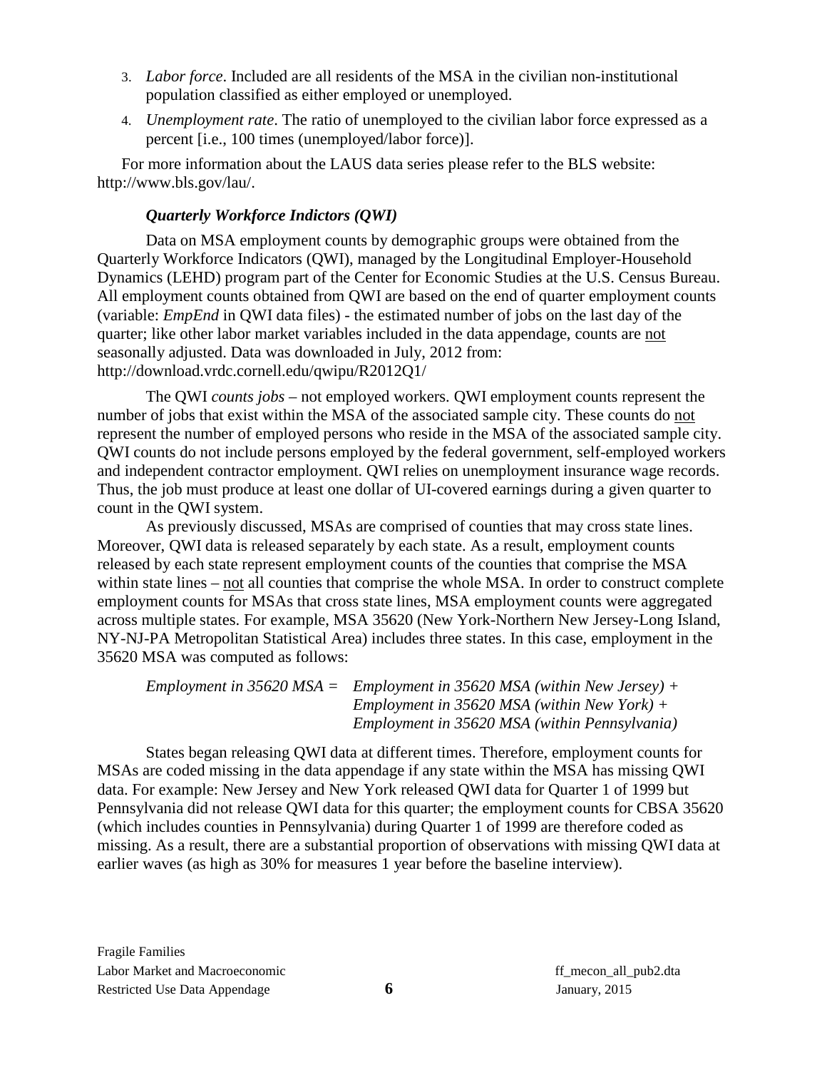3. *Labor force*. Included are all residents of the MSA in the civilian non-institutional population classified as either employed or unemployed.
4. *Unemployment rate*. The ratio of unemployed to the civilian labor force expressed as a percent [i.e., 100 times (unemployed/labor force)].

For more information about the LAUS data series please refer to the BLS website: http://www.bls.gov/lau/.

### *Quarterly Workforce Indictors (QWI)*

Data on MSA employment counts by demographic groups were obtained from the Quarterly Workforce Indicators (QWI), managed by the Longitudinal Employer-Household Dynamics (LEHD) program part of the Center for Economic Studies at the U.S. Census Bureau. All employment counts obtained from QWI are based on the end of quarter employment counts (variable: *EmpEnd* in QWI data files) - the estimated number of jobs on the last day of the quarter; like other labor market variables included in the data appendage, counts are not seasonally adjusted. Data was downloaded in July, 2012 from: http://download.vrdc.cornell.edu/qwipu/R2012Q1/

The QWI *counts jobs* – not employed workers. QWI employment counts represent the number of jobs that exist within the MSA of the associated sample city. These counts do not represent the number of employed persons who reside in the MSA of the associated sample city. QWI counts do not include persons employed by the federal government, self-employed workers and independent contractor employment. QWI relies on unemployment insurance wage records. Thus, the job must produce at least one dollar of UI-covered earnings during a given quarter to count in the QWI system.

As previously discussed, MSAs are comprised of counties that may cross state lines. Moreover, QWI data is released separately by each state. As a result, employment counts released by each state represent employment counts of the counties that comprise the MSA within state lines – not all counties that comprise the whole MSA. In order to construct complete employment counts for MSAs that cross state lines, MSA employment counts were aggregated across multiple states. For example, MSA 35620 (New York-Northern New Jersey-Long Island, NY-NJ-PA Metropolitan Statistical Area) includes three states. In this case, employment in the 35620 MSA was computed as follows:

*Employment in 35620 MSA = Employment in 35620 MSA (within New Jersey) +*
*Employment in 35620 MSA (within New York) +*
*Employment in 35620 MSA (within Pennsylvania)*

States began releasing QWI data at different times. Therefore, employment counts for MSAs are coded missing in the data appendage if any state within the MSA has missing QWI data. For example: New Jersey and New York released QWI data for Quarter 1 of 1999 but Pennsylvania did not release QWI data for this quarter; the employment counts for CBSA 35620 (which includes counties in Pennsylvania) during Quarter 1 of 1999 are therefore coded as missing. As a result, there are a substantial proportion of observations with missing QWI data at earlier waves (as high as 30% for measures 1 year before the baseline interview).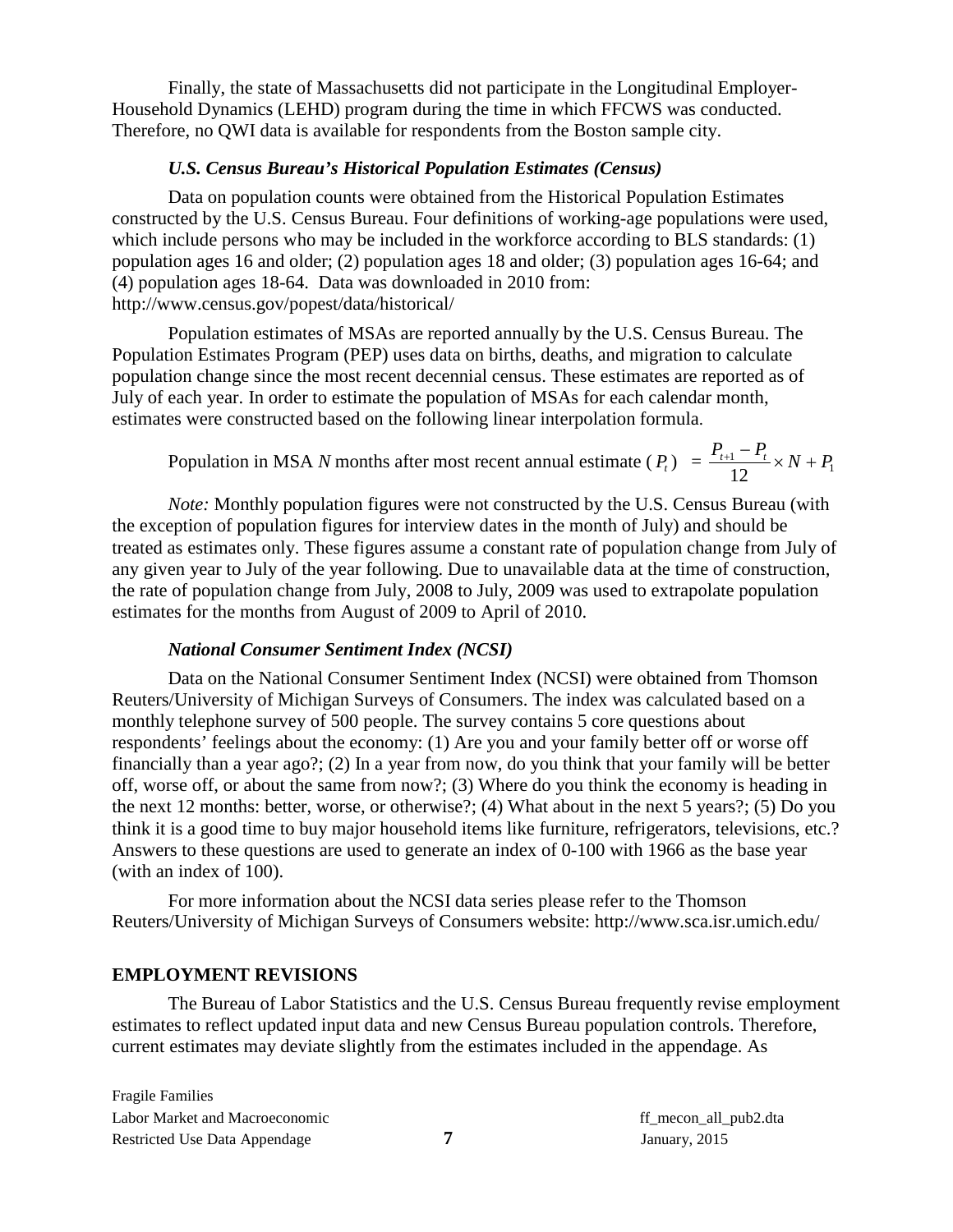Finally, the state of Massachusetts did not participate in the Longitudinal Employer-Household Dynamics (LEHD) program during the time in which FFCWS was conducted. Therefore, no QWI data is available for respondents from the Boston sample city.

### *U.S. Census Bureau's Historical Population Estimates (Census)*

Data on population counts were obtained from the Historical Population Estimates constructed by the U.S. Census Bureau. Four definitions of working-age populations were used, which include persons who may be included in the workforce according to BLS standards: (1) population ages 16 and older; (2) population ages 18 and older; (3) population ages 16-64; and (4) population ages 18-64. Data was downloaded in 2010 from: http://www.census.gov/popest/data/historical/

Population estimates of MSAs are reported annually by the U.S. Census Bureau. The Population Estimates Program (PEP) uses data on births, deaths, and migration to calculate population change since the most recent decennial census. These estimates are reported as of July of each year. In order to estimate the population of MSAs for each calendar month, estimates were constructed based on the following linear interpolation formula.

Population in MSA *N* months after most recent annual estimate ( $P_t$ ) $= \frac{P_{t+1} - P_t}{12} \times N + P_1$

*Note:* Monthly population figures were not constructed by the U.S. Census Bureau (with the exception of population figures for interview dates in the month of July) and should be treated as estimates only. These figures assume a constant rate of population change from July of any given year to July of the year following. Due to unavailable data at the time of construction, the rate of population change from July, 2008 to July, 2009 was used to extrapolate population estimates for the months from August of 2009 to April of 2010.

### *National Consumer Sentiment Index (NCSI)*

Data on the National Consumer Sentiment Index (NCSI) were obtained from Thomson Reuters/University of Michigan Surveys of Consumers. The index was calculated based on a monthly telephone survey of 500 people. The survey contains 5 core questions about respondents' feelings about the economy: (1) Are you and your family better off or worse off financially than a year ago?; (2) In a year from now, do you think that your family will be better off, worse off, or about the same from now?; (3) Where do you think the economy is heading in the next 12 months: better, worse, or otherwise?; (4) What about in the next 5 years?; (5) Do you think it is a good time to buy major household items like furniture, refrigerators, televisions, etc.? Answers to these questions are used to generate an index of 0-100 with 1966 as the base year (with an index of 100).

For more information about the NCSI data series please refer to the Thomson Reuters/University of Michigan Surveys of Consumers website: http://www.sca.isr.umich.edu/

## EMPLOYMENT REVISIONS

The Bureau of Labor Statistics and the U.S. Census Bureau frequently revise employment estimates to reflect updated input data and new Census Bureau population controls. Therefore, current estimates may deviate slightly from the estimates included in the appendage. As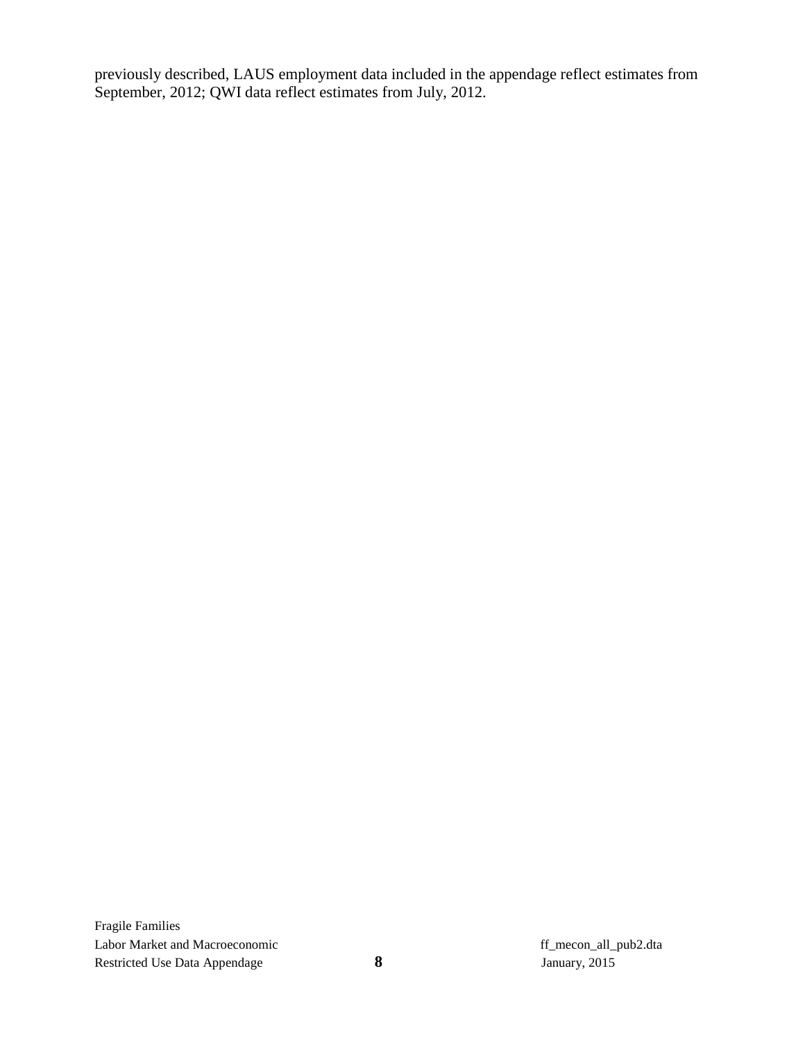previously described, LAUS employment data included in the appendage reflect estimates from September, 2012; QWI data reflect estimates from July, 2012.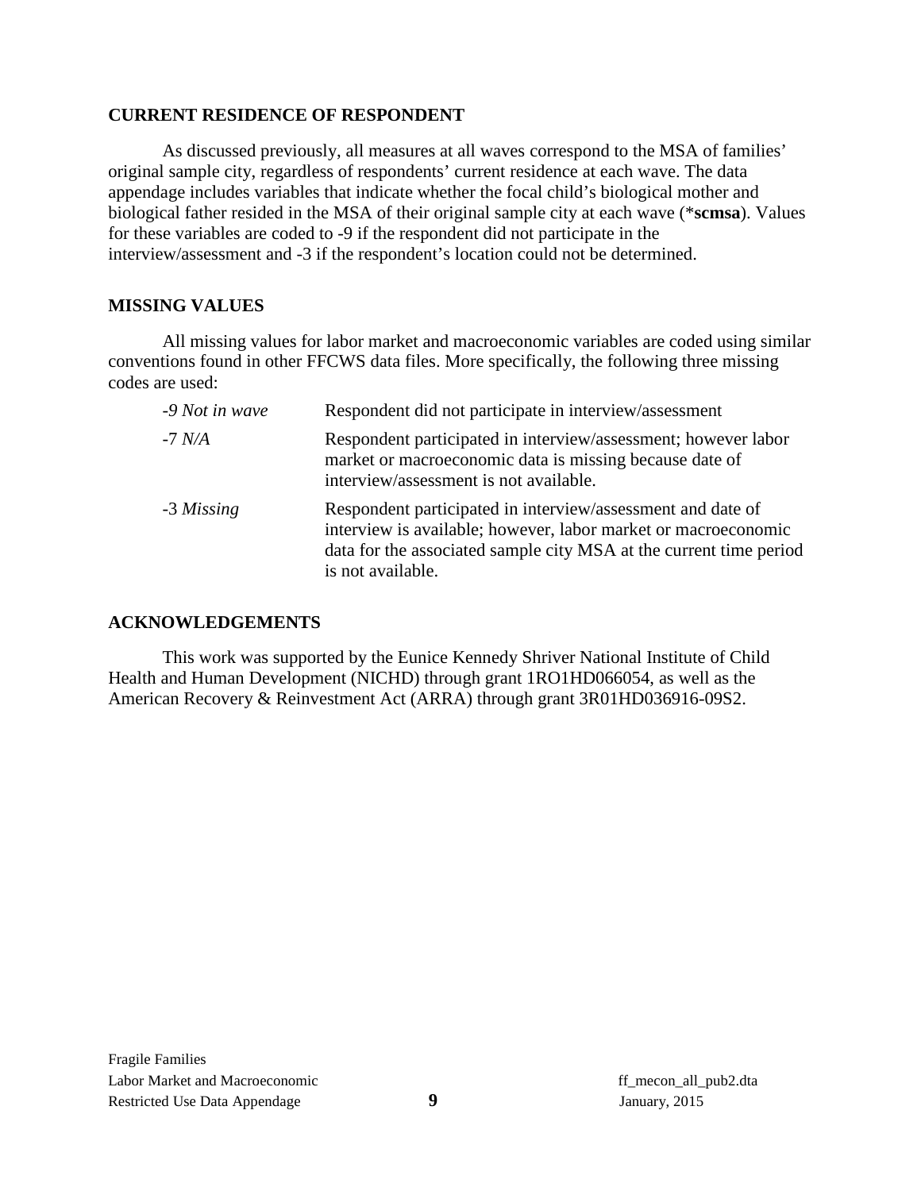## CURRENT RESIDENCE OF RESPONDENT

As discussed previously, all measures at all waves correspond to the MSA of families' original sample city, regardless of respondents' current residence at each wave. The data appendage includes variables that indicate whether the focal child's biological mother and biological father resided in the MSA of their original sample city at each wave (***scmsa**). Values for these variables are coded to -9 if the respondent did not participate in the interview/assessment and -3 if the respondent's location could not be determined.

## MISSING VALUES

All missing values for labor market and macroeconomic variables are coded using similar conventions found in other FFCWS data files. More specifically, the following three missing codes are used:

| | |
|---|---|
| *-9 Not in wave* | Respondent did not participate in interview/assessment |
| -7 *N/A* | Respondent participated in interview/assessment; however labor market or macroeconomic data is missing because date of interview/assessment is not available. |
| -3 *Missing* | Respondent participated in interview/assessment and date of interview is available; however, labor market or macroeconomic data for the associated sample city MSA at the current time period is not available. |

## ACKNOWLEDGEMENTS

This work was supported by the Eunice Kennedy Shriver National Institute of Child Health and Human Development (NICHD) through grant 1RO1HD066054, as well as the American Recovery & Reinvestment Act (ARRA) through grant 3R01HD036916-09S2.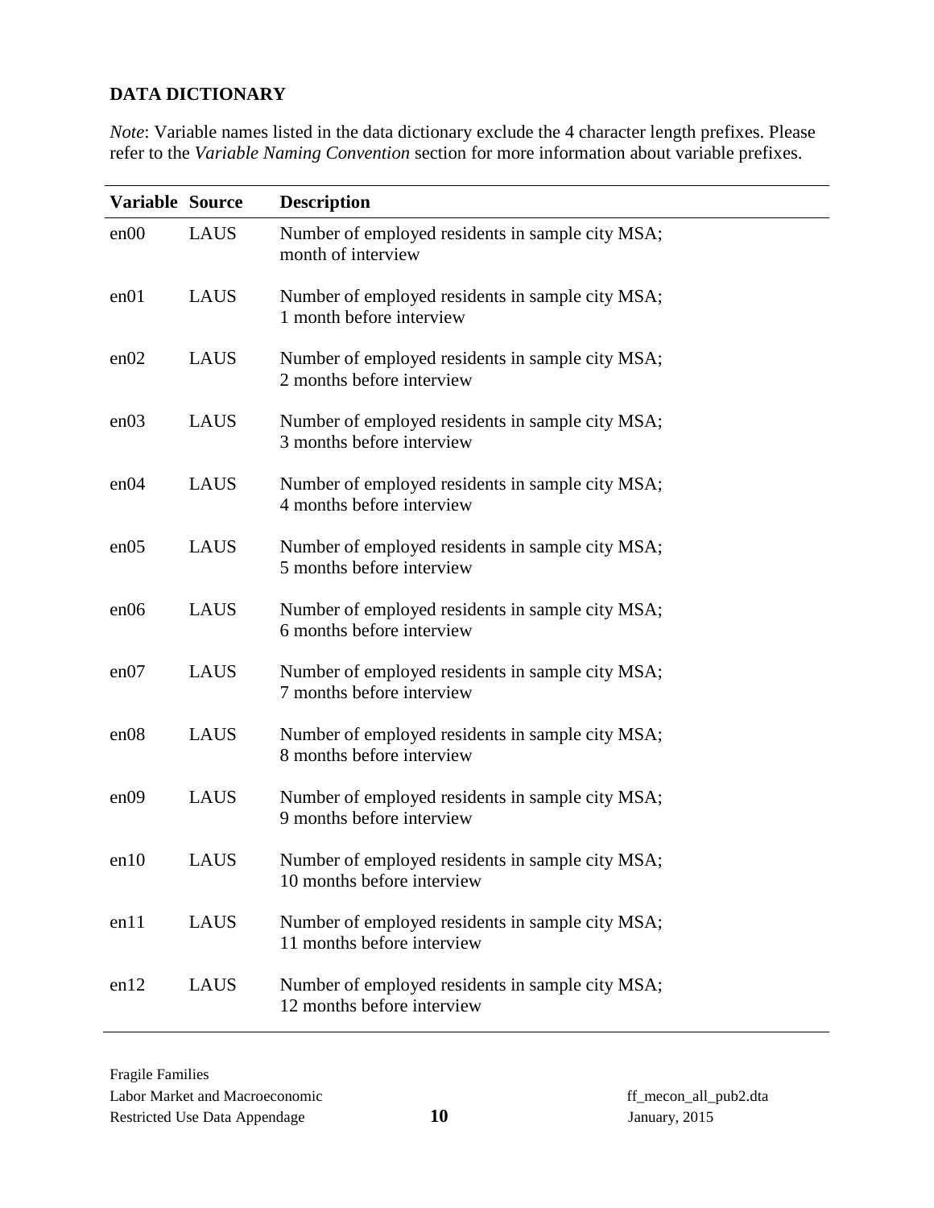**DATA DICTIONARY**

*Note*: Variable names listed in the data dictionary exclude the 4 character length prefixes. Please refer to the *Variable Naming Convention* section for more information about variable prefixes.

| Variable | Source | Description |
|---|---|---|
| en00 | LAUS | Number of employed residents in sample city MSA; month of interview |
| en01 | LAUS | Number of employed residents in sample city MSA; 1 month before interview |
| en02 | LAUS | Number of employed residents in sample city MSA; 2 months before interview |
| en03 | LAUS | Number of employed residents in sample city MSA; 3 months before interview |
| en04 | LAUS | Number of employed residents in sample city MSA; 4 months before interview |
| en05 | LAUS | Number of employed residents in sample city MSA; 5 months before interview |
| en06 | LAUS | Number of employed residents in sample city MSA; 6 months before interview |
| en07 | LAUS | Number of employed residents in sample city MSA; 7 months before interview |
| en08 | LAUS | Number of employed residents in sample city MSA; 8 months before interview |
| en09 | LAUS | Number of employed residents in sample city MSA; 9 months before interview |
| en10 | LAUS | Number of employed residents in sample city MSA; 10 months before interview |
| en11 | LAUS | Number of employed residents in sample city MSA; 11 months before interview |
| en12 | LAUS | Number of employed residents in sample city MSA; 12 months before interview |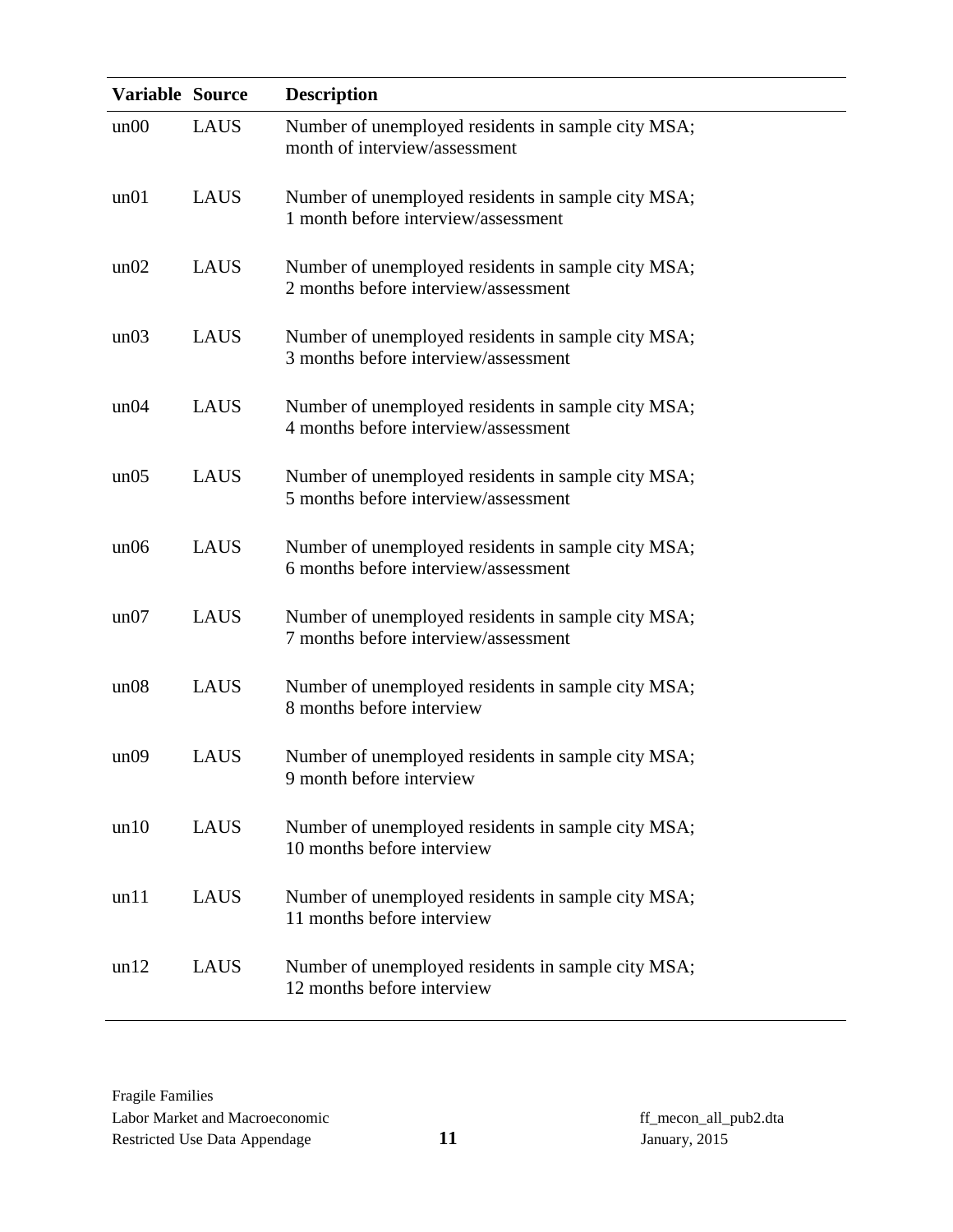| Variable | Source | Description |
|---|---|---|
| un00 | LAUS | Number of unemployed residents in sample city MSA; month of interview/assessment |
| un01 | LAUS | Number of unemployed residents in sample city MSA; 1 month before interview/assessment |
| un02 | LAUS | Number of unemployed residents in sample city MSA; 2 months before interview/assessment |
| un03 | LAUS | Number of unemployed residents in sample city MSA; 3 months before interview/assessment |
| un04 | LAUS | Number of unemployed residents in sample city MSA; 4 months before interview/assessment |
| un05 | LAUS | Number of unemployed residents in sample city MSA; 5 months before interview/assessment |
| un06 | LAUS | Number of unemployed residents in sample city MSA; 6 months before interview/assessment |
| un07 | LAUS | Number of unemployed residents in sample city MSA; 7 months before interview/assessment |
| un08 | LAUS | Number of unemployed residents in sample city MSA; 8 months before interview |
| un09 | LAUS | Number of unemployed residents in sample city MSA; 9 month before interview |
| un10 | LAUS | Number of unemployed residents in sample city MSA; 10 months before interview |
| un11 | LAUS | Number of unemployed residents in sample city MSA; 11 months before interview |
| un12 | LAUS | Number of unemployed residents in sample city MSA; 12 months before interview |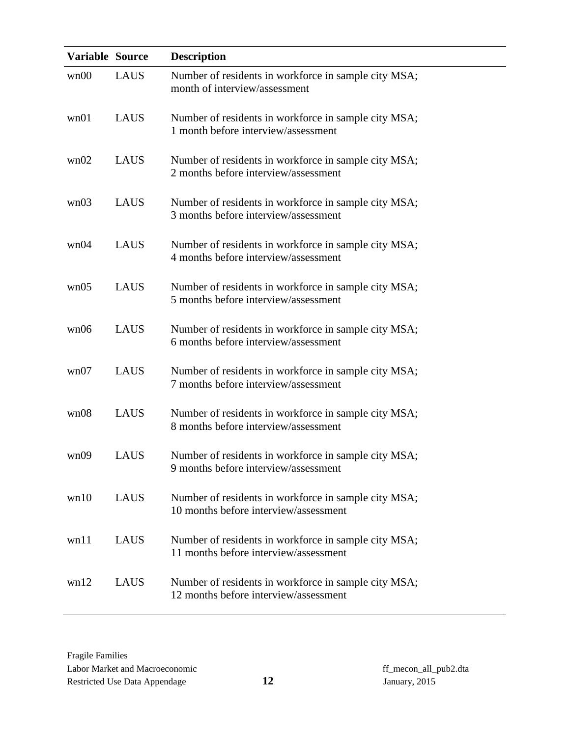| Variable | Source | Description |
| --- | --- | --- |
| wn00 | LAUS | Number of residents in workforce in sample city MSA; month of interview/assessment |
| wn01 | LAUS | Number of residents in workforce in sample city MSA; 1 month before interview/assessment |
| wn02 | LAUS | Number of residents in workforce in sample city MSA; 2 months before interview/assessment |
| wn03 | LAUS | Number of residents in workforce in sample city MSA; 3 months before interview/assessment |
| wn04 | LAUS | Number of residents in workforce in sample city MSA; 4 months before interview/assessment |
| wn05 | LAUS | Number of residents in workforce in sample city MSA; 5 months before interview/assessment |
| wn06 | LAUS | Number of residents in workforce in sample city MSA; 6 months before interview/assessment |
| wn07 | LAUS | Number of residents in workforce in sample city MSA; 7 months before interview/assessment |
| wn08 | LAUS | Number of residents in workforce in sample city MSA; 8 months before interview/assessment |
| wn09 | LAUS | Number of residents in workforce in sample city MSA; 9 months before interview/assessment |
| wn10 | LAUS | Number of residents in workforce in sample city MSA; 10 months before interview/assessment |
| wn11 | LAUS | Number of residents in workforce in sample city MSA; 11 months before interview/assessment |
| wn12 | LAUS | Number of residents in workforce in sample city MSA; 12 months before interview/assessment |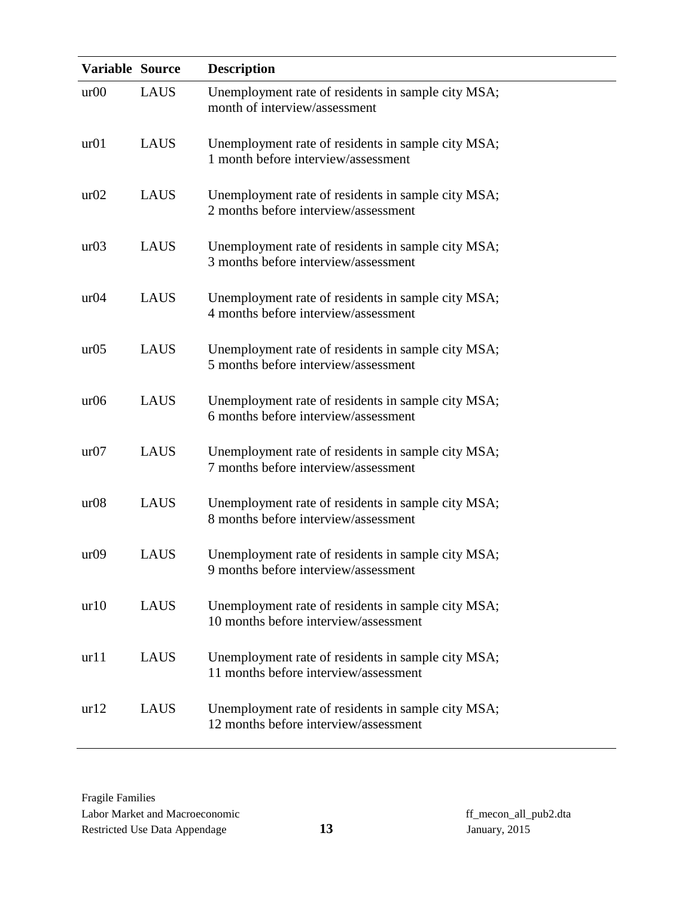| Variable | Source | Description |
|---|---|---|
| ur00 | LAUS | Unemployment rate of residents in sample city MSA; month of interview/assessment |
| ur01 | LAUS | Unemployment rate of residents in sample city MSA; 1 month before interview/assessment |
| ur02 | LAUS | Unemployment rate of residents in sample city MSA; 2 months before interview/assessment |
| ur03 | LAUS | Unemployment rate of residents in sample city MSA; 3 months before interview/assessment |
| ur04 | LAUS | Unemployment rate of residents in sample city MSA; 4 months before interview/assessment |
| ur05 | LAUS | Unemployment rate of residents in sample city MSA; 5 months before interview/assessment |
| ur06 | LAUS | Unemployment rate of residents in sample city MSA; 6 months before interview/assessment |
| ur07 | LAUS | Unemployment rate of residents in sample city MSA; 7 months before interview/assessment |
| ur08 | LAUS | Unemployment rate of residents in sample city MSA; 8 months before interview/assessment |
| ur09 | LAUS | Unemployment rate of residents in sample city MSA; 9 months before interview/assessment |
| ur10 | LAUS | Unemployment rate of residents in sample city MSA; 10 months before interview/assessment |
| ur11 | LAUS | Unemployment rate of residents in sample city MSA; 11 months before interview/assessment |
| ur12 | LAUS | Unemployment rate of residents in sample city MSA; 12 months before interview/assessment |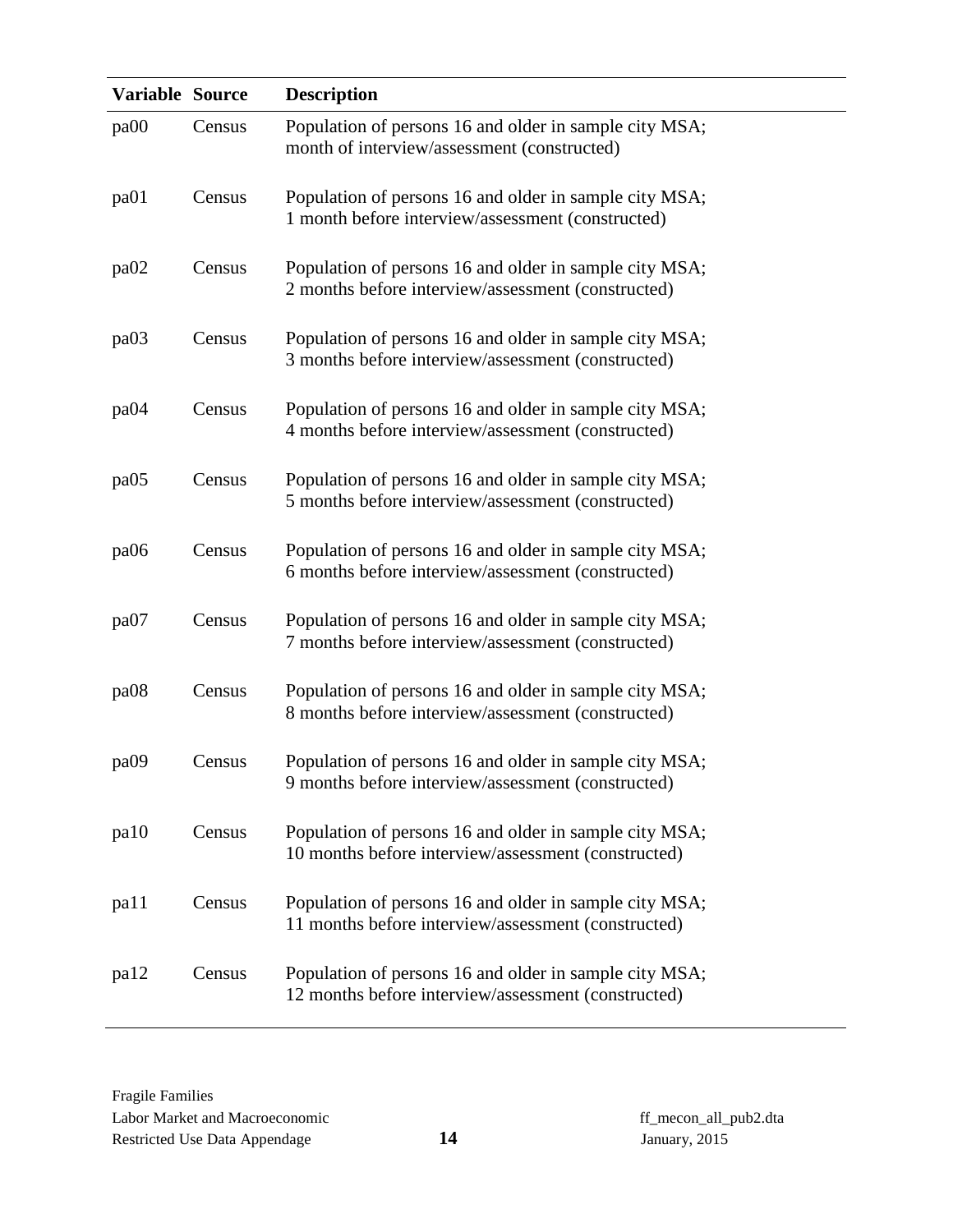| Variable | Source | Description |
|---|---|---|
| pa00 | Census | Population of persons 16 and older in sample city MSA; month of interview/assessment (constructed) |
| pa01 | Census | Population of persons 16 and older in sample city MSA; 1 month before interview/assessment (constructed) |
| pa02 | Census | Population of persons 16 and older in sample city MSA; 2 months before interview/assessment (constructed) |
| pa03 | Census | Population of persons 16 and older in sample city MSA; 3 months before interview/assessment (constructed) |
| pa04 | Census | Population of persons 16 and older in sample city MSA; 4 months before interview/assessment (constructed) |
| pa05 | Census | Population of persons 16 and older in sample city MSA; 5 months before interview/assessment (constructed) |
| pa06 | Census | Population of persons 16 and older in sample city MSA; 6 months before interview/assessment (constructed) |
| pa07 | Census | Population of persons 16 and older in sample city MSA; 7 months before interview/assessment (constructed) |
| pa08 | Census | Population of persons 16 and older in sample city MSA; 8 months before interview/assessment (constructed) |
| pa09 | Census | Population of persons 16 and older in sample city MSA; 9 months before interview/assessment (constructed) |
| pa10 | Census | Population of persons 16 and older in sample city MSA; 10 months before interview/assessment (constructed) |
| pa11 | Census | Population of persons 16 and older in sample city MSA; 11 months before interview/assessment (constructed) |
| pa12 | Census | Population of persons 16 and older in sample city MSA; 12 months before interview/assessment (constructed) |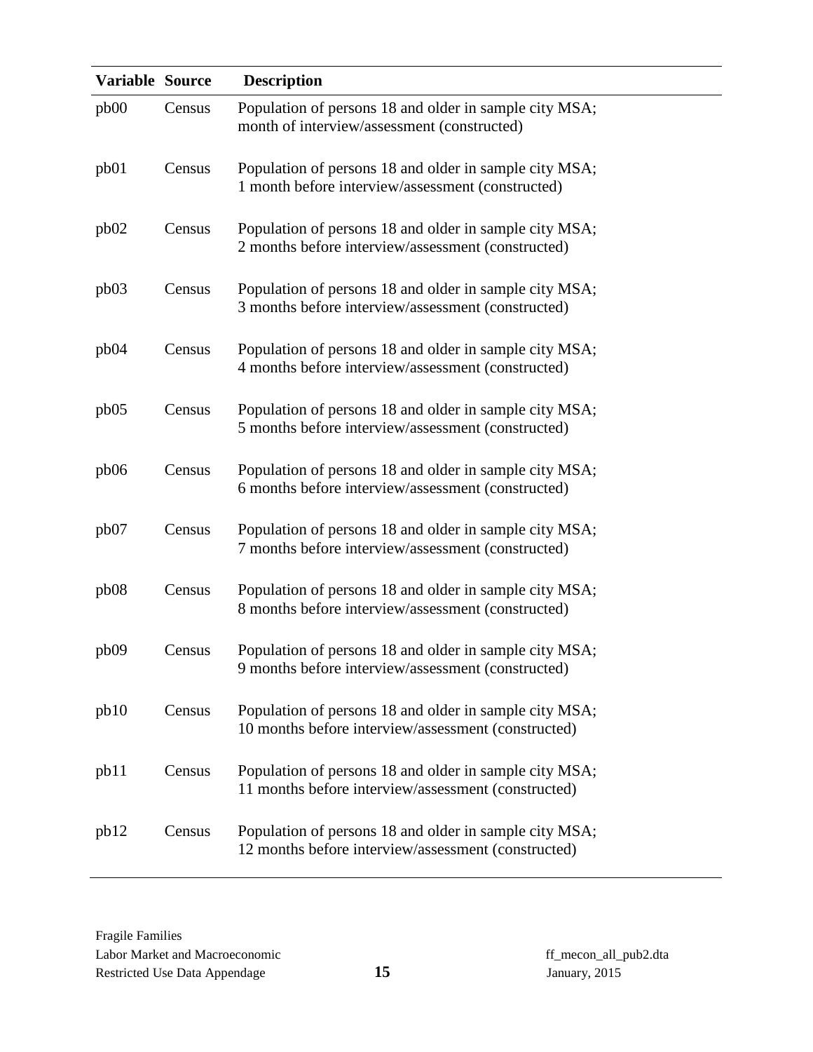| Variable | Source | Description |
|---|---|---|
| pb00 | Census | Population of persons 18 and older in sample city MSA; month of interview/assessment (constructed) |
| pb01 | Census | Population of persons 18 and older in sample city MSA; 1 month before interview/assessment (constructed) |
| pb02 | Census | Population of persons 18 and older in sample city MSA; 2 months before interview/assessment (constructed) |
| pb03 | Census | Population of persons 18 and older in sample city MSA; 3 months before interview/assessment (constructed) |
| pb04 | Census | Population of persons 18 and older in sample city MSA; 4 months before interview/assessment (constructed) |
| pb05 | Census | Population of persons 18 and older in sample city MSA; 5 months before interview/assessment (constructed) |
| pb06 | Census | Population of persons 18 and older in sample city MSA; 6 months before interview/assessment (constructed) |
| pb07 | Census | Population of persons 18 and older in sample city MSA; 7 months before interview/assessment (constructed) |
| pb08 | Census | Population of persons 18 and older in sample city MSA; 8 months before interview/assessment (constructed) |
| pb09 | Census | Population of persons 18 and older in sample city MSA; 9 months before interview/assessment (constructed) |
| pb10 | Census | Population of persons 18 and older in sample city MSA; 10 months before interview/assessment (constructed) |
| pb11 | Census | Population of persons 18 and older in sample city MSA; 11 months before interview/assessment (constructed) |
| pb12 | Census | Population of persons 18 and older in sample city MSA; 12 months before interview/assessment (constructed) |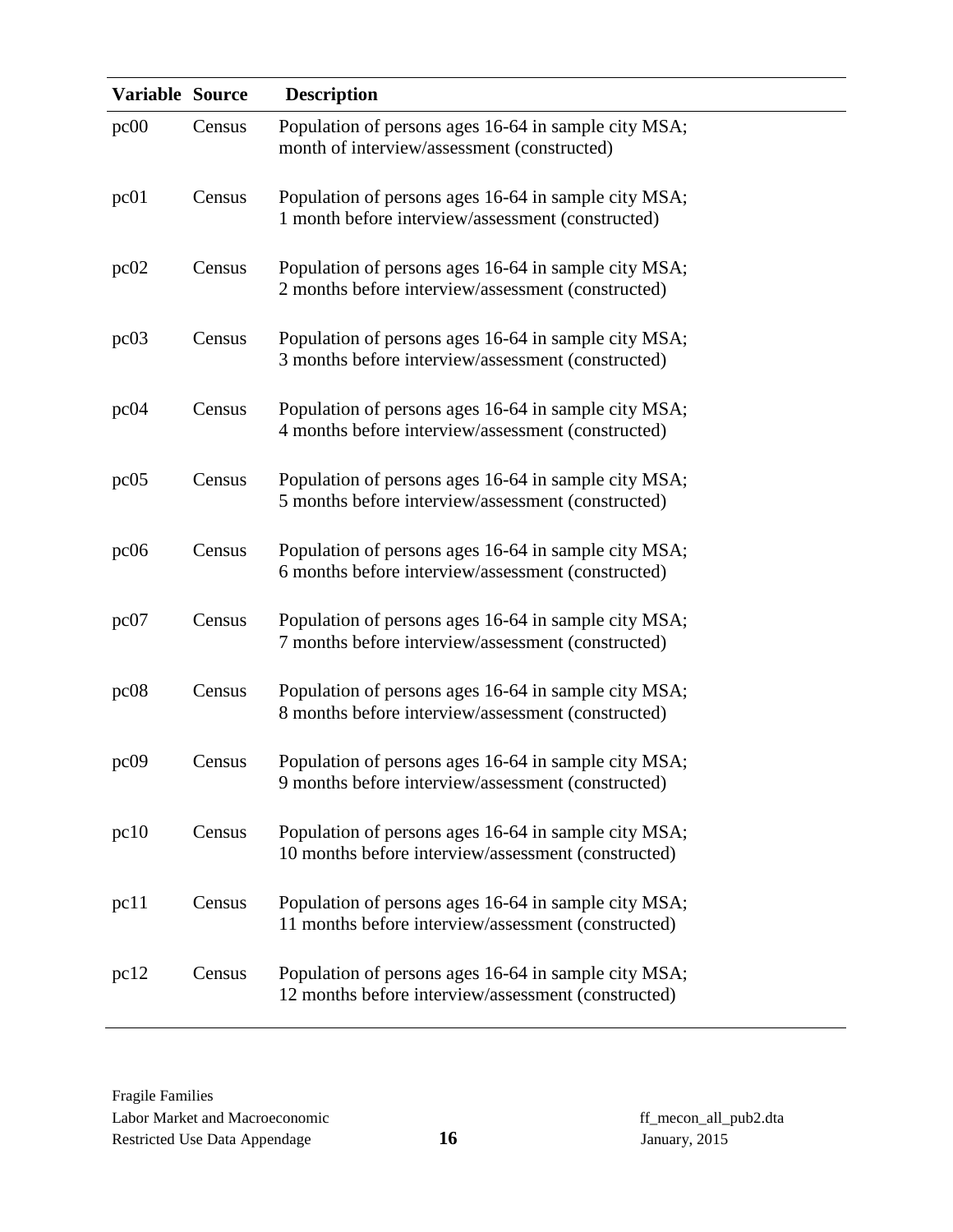| Variable | Source | Description |
|---|---|---|
| pc00 | Census | Population of persons ages 16-64 in sample city MSA; month of interview/assessment (constructed) |
| pc01 | Census | Population of persons ages 16-64 in sample city MSA; 1 month before interview/assessment (constructed) |
| pc02 | Census | Population of persons ages 16-64 in sample city MSA; 2 months before interview/assessment (constructed) |
| pc03 | Census | Population of persons ages 16-64 in sample city MSA; 3 months before interview/assessment (constructed) |
| pc04 | Census | Population of persons ages 16-64 in sample city MSA; 4 months before interview/assessment (constructed) |
| pc05 | Census | Population of persons ages 16-64 in sample city MSA; 5 months before interview/assessment (constructed) |
| pc06 | Census | Population of persons ages 16-64 in sample city MSA; 6 months before interview/assessment (constructed) |
| pc07 | Census | Population of persons ages 16-64 in sample city MSA; 7 months before interview/assessment (constructed) |
| pc08 | Census | Population of persons ages 16-64 in sample city MSA; 8 months before interview/assessment (constructed) |
| pc09 | Census | Population of persons ages 16-64 in sample city MSA; 9 months before interview/assessment (constructed) |
| pc10 | Census | Population of persons ages 16-64 in sample city MSA; 10 months before interview/assessment (constructed) |
| pc11 | Census | Population of persons ages 16-64 in sample city MSA; 11 months before interview/assessment (constructed) |
| pc12 | Census | Population of persons ages 16-64 in sample city MSA; 12 months before interview/assessment (constructed) |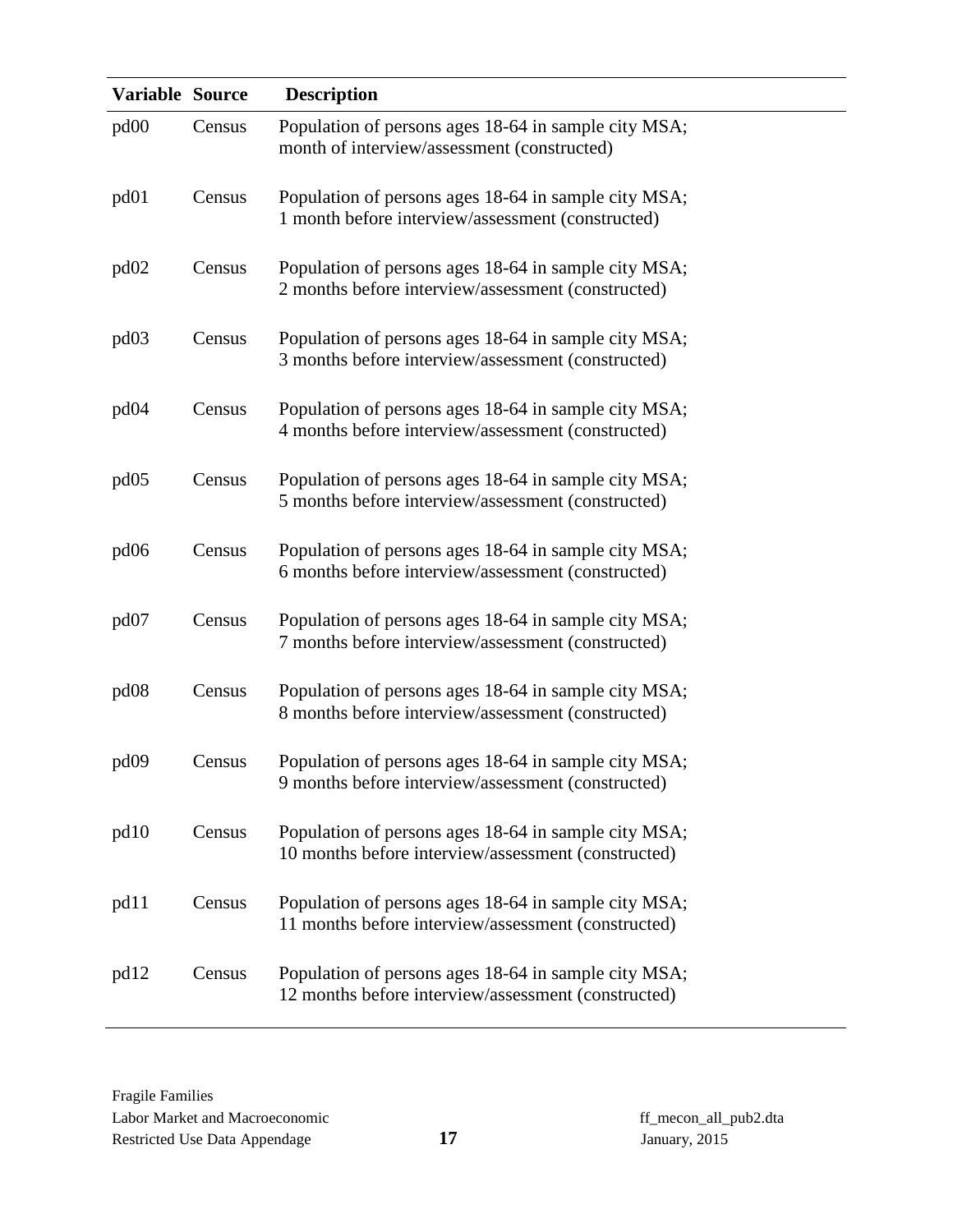| Variable | Source | Description |
|---|---|---|
| pd00 | Census | Population of persons ages 18-64 in sample city MSA; month of interview/assessment (constructed) |
| pd01 | Census | Population of persons ages 18-64 in sample city MSA; 1 month before interview/assessment (constructed) |
| pd02 | Census | Population of persons ages 18-64 in sample city MSA; 2 months before interview/assessment (constructed) |
| pd03 | Census | Population of persons ages 18-64 in sample city MSA; 3 months before interview/assessment (constructed) |
| pd04 | Census | Population of persons ages 18-64 in sample city MSA; 4 months before interview/assessment (constructed) |
| pd05 | Census | Population of persons ages 18-64 in sample city MSA; 5 months before interview/assessment (constructed) |
| pd06 | Census | Population of persons ages 18-64 in sample city MSA; 6 months before interview/assessment (constructed) |
| pd07 | Census | Population of persons ages 18-64 in sample city MSA; 7 months before interview/assessment (constructed) |
| pd08 | Census | Population of persons ages 18-64 in sample city MSA; 8 months before interview/assessment (constructed) |
| pd09 | Census | Population of persons ages 18-64 in sample city MSA; 9 months before interview/assessment (constructed) |
| pd10 | Census | Population of persons ages 18-64 in sample city MSA; 10 months before interview/assessment (constructed) |
| pd11 | Census | Population of persons ages 18-64 in sample city MSA; 11 months before interview/assessment (constructed) |
| pd12 | Census | Population of persons ages 18-64 in sample city MSA; 12 months before interview/assessment (constructed) |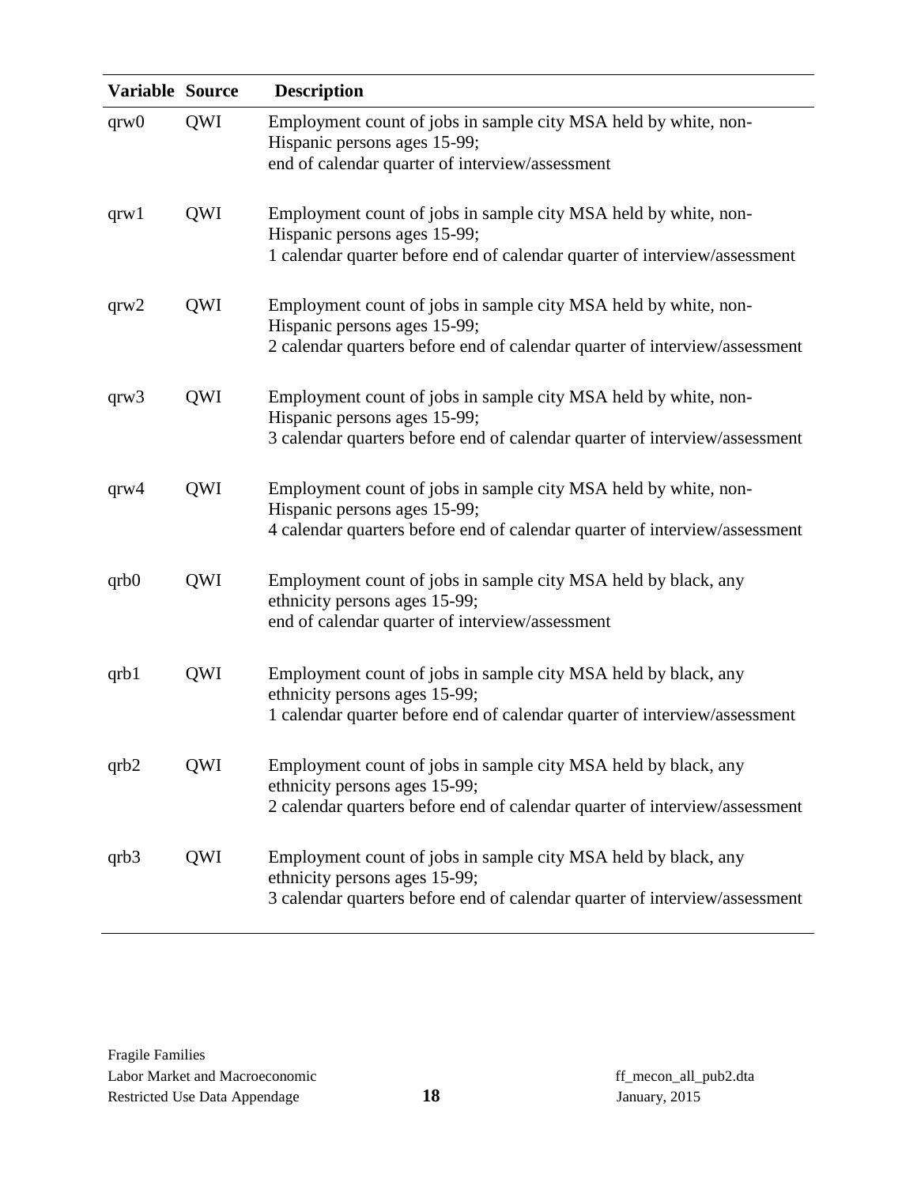| Variable | Source | Description |
|---|---|---|
| qrw0 | QWI | Employment count of jobs in sample city MSA held by white, non-Hispanic persons ages 15-99; end of calendar quarter of interview/assessment |
| qrw1 | QWI | Employment count of jobs in sample city MSA held by white, non-Hispanic persons ages 15-99; 1 calendar quarter before end of calendar quarter of interview/assessment |
| qrw2 | QWI | Employment count of jobs in sample city MSA held by white, non-Hispanic persons ages 15-99; 2 calendar quarters before end of calendar quarter of interview/assessment |
| qrw3 | QWI | Employment count of jobs in sample city MSA held by white, non-Hispanic persons ages 15-99; 3 calendar quarters before end of calendar quarter of interview/assessment |
| qrw4 | QWI | Employment count of jobs in sample city MSA held by white, non-Hispanic persons ages 15-99; 4 calendar quarters before end of calendar quarter of interview/assessment |
| qrb0 | QWI | Employment count of jobs in sample city MSA held by black, any ethnicity persons ages 15-99; end of calendar quarter of interview/assessment |
| qrb1 | QWI | Employment count of jobs in sample city MSA held by black, any ethnicity persons ages 15-99; 1 calendar quarter before end of calendar quarter of interview/assessment |
| qrb2 | QWI | Employment count of jobs in sample city MSA held by black, any ethnicity persons ages 15-99; 2 calendar quarters before end of calendar quarter of interview/assessment |
| qrb3 | QWI | Employment count of jobs in sample city MSA held by black, any ethnicity persons ages 15-99; 3 calendar quarters before end of calendar quarter of interview/assessment |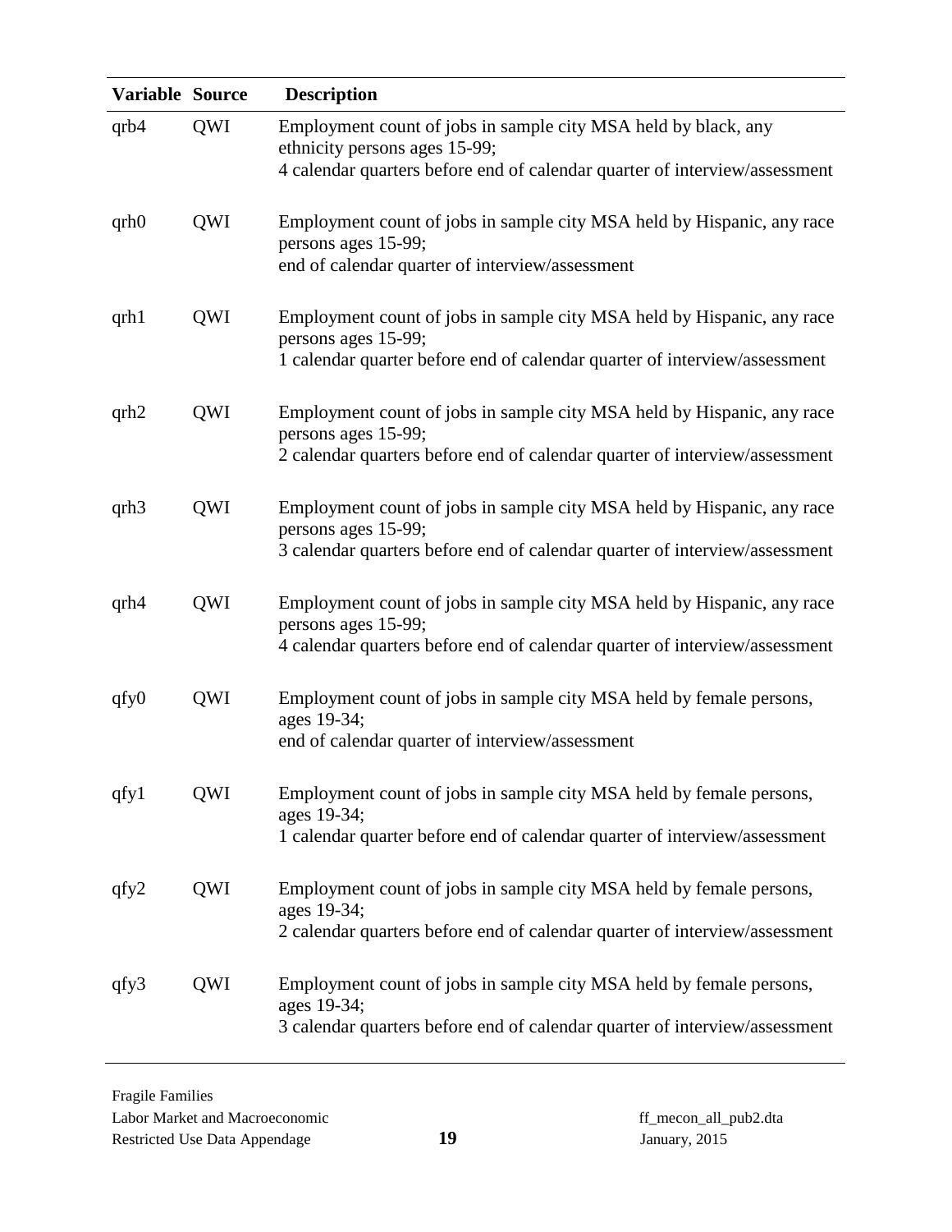| Variable | Source | Description |
|---|---|---|
| qrb4 | QWI | Employment count of jobs in sample city MSA held by black, any ethnicity persons ages 15-99;<br>4 calendar quarters before end of calendar quarter of interview/assessment |
| qrh0 | QWI | Employment count of jobs in sample city MSA held by Hispanic, any race persons ages 15-99;<br>end of calendar quarter of interview/assessment |
| qrh1 | QWI | Employment count of jobs in sample city MSA held by Hispanic, any race persons ages 15-99;<br>1 calendar quarter before end of calendar quarter of interview/assessment |
| qrh2 | QWI | Employment count of jobs in sample city MSA held by Hispanic, any race persons ages 15-99;<br>2 calendar quarters before end of calendar quarter of interview/assessment |
| qrh3 | QWI | Employment count of jobs in sample city MSA held by Hispanic, any race persons ages 15-99;<br>3 calendar quarters before end of calendar quarter of interview/assessment |
| qrh4 | QWI | Employment count of jobs in sample city MSA held by Hispanic, any race persons ages 15-99;<br>4 calendar quarters before end of calendar quarter of interview/assessment |
| qfy0 | QWI | Employment count of jobs in sample city MSA held by female persons, ages 19-34;<br>end of calendar quarter of interview/assessment |
| qfy1 | QWI | Employment count of jobs in sample city MSA held by female persons, ages 19-34;<br>1 calendar quarter before end of calendar quarter of interview/assessment |
| qfy2 | QWI | Employment count of jobs in sample city MSA held by female persons, ages 19-34;<br>2 calendar quarters before end of calendar quarter of interview/assessment |
| qfy3 | QWI | Employment count of jobs in sample city MSA held by female persons, ages 19-34;<br>3 calendar quarters before end of calendar quarter of interview/assessment |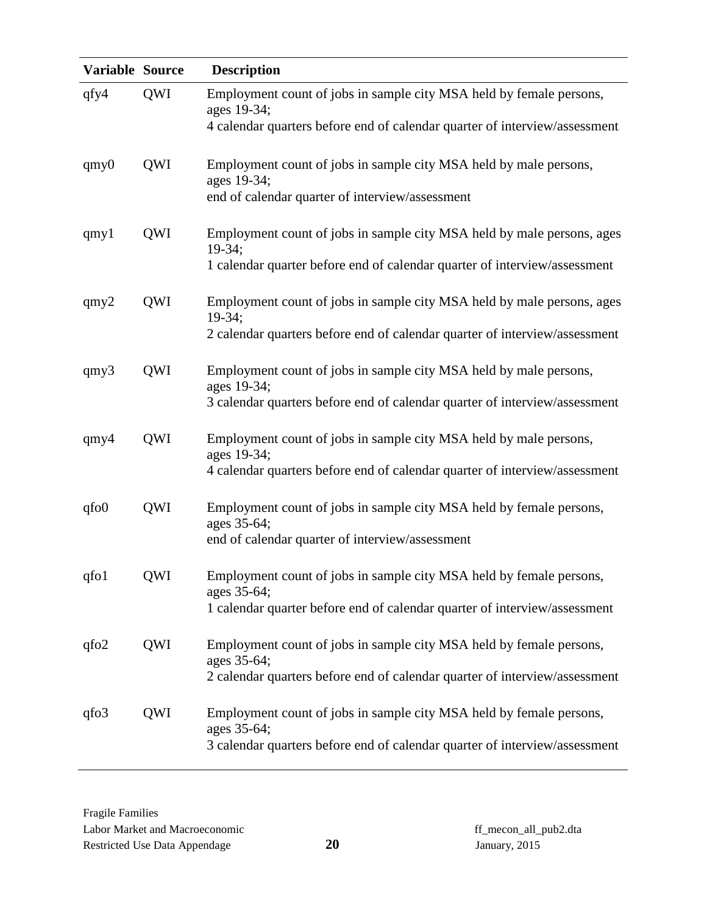| Variable | Source | Description |
|---|---|---|
| qfy4 | QWI | Employment count of jobs in sample city MSA held by female persons, ages 19-34; 4 calendar quarters before end of calendar quarter of interview/assessment |
| qmy0 | QWI | Employment count of jobs in sample city MSA held by male persons, ages 19-34; end of calendar quarter of interview/assessment |
| qmy1 | QWI | Employment count of jobs in sample city MSA held by male persons, ages 19-34; 1 calendar quarter before end of calendar quarter of interview/assessment |
| qmy2 | QWI | Employment count of jobs in sample city MSA held by male persons, ages 19-34; 2 calendar quarters before end of calendar quarter of interview/assessment |
| qmy3 | QWI | Employment count of jobs in sample city MSA held by male persons, ages 19-34; 3 calendar quarters before end of calendar quarter of interview/assessment |
| qmy4 | QWI | Employment count of jobs in sample city MSA held by male persons, ages 19-34; 4 calendar quarters before end of calendar quarter of interview/assessment |
| qfo0 | QWI | Employment count of jobs in sample city MSA held by female persons, ages 35-64; end of calendar quarter of interview/assessment |
| qfo1 | QWI | Employment count of jobs in sample city MSA held by female persons, ages 35-64; 1 calendar quarter before end of calendar quarter of interview/assessment |
| qfo2 | QWI | Employment count of jobs in sample city MSA held by female persons, ages 35-64; 2 calendar quarters before end of calendar quarter of interview/assessment |
| qfo3 | QWI | Employment count of jobs in sample city MSA held by female persons, ages 35-64; 3 calendar quarters before end of calendar quarter of interview/assessment |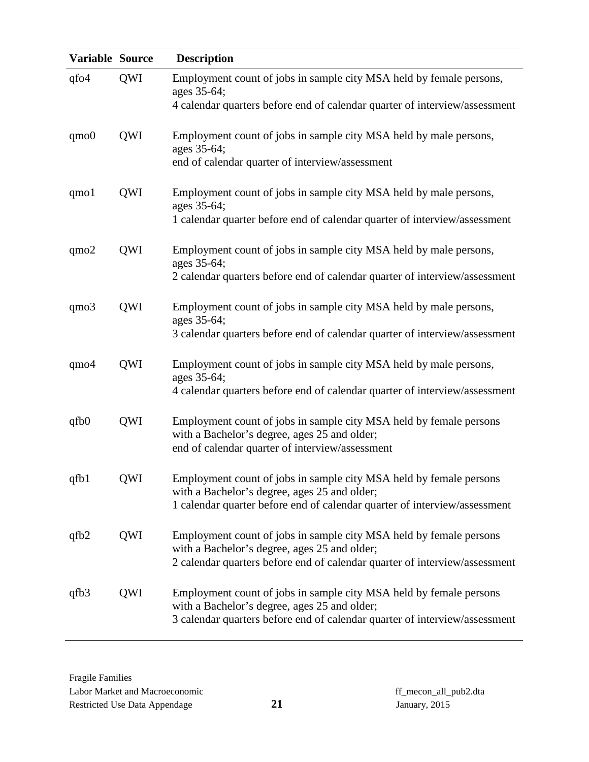| Variable | Source | Description |
|---|---|---|
| qfo4 | QWI | Employment count of jobs in sample city MSA held by female persons, ages 35-64; 4 calendar quarters before end of calendar quarter of interview/assessment |
| qmo0 | QWI | Employment count of jobs in sample city MSA held by male persons, ages 35-64; end of calendar quarter of interview/assessment |
| qmo1 | QWI | Employment count of jobs in sample city MSA held by male persons, ages 35-64; 1 calendar quarter before end of calendar quarter of interview/assessment |
| qmo2 | QWI | Employment count of jobs in sample city MSA held by male persons, ages 35-64; 2 calendar quarters before end of calendar quarter of interview/assessment |
| qmo3 | QWI | Employment count of jobs in sample city MSA held by male persons, ages 35-64; 3 calendar quarters before end of calendar quarter of interview/assessment |
| qmo4 | QWI | Employment count of jobs in sample city MSA held by male persons, ages 35-64; 4 calendar quarters before end of calendar quarter of interview/assessment |
| qfb0 | QWI | Employment count of jobs in sample city MSA held by female persons with a Bachelor's degree, ages 25 and older; end of calendar quarter of interview/assessment |
| qfb1 | QWI | Employment count of jobs in sample city MSA held by female persons with a Bachelor's degree, ages 25 and older; 1 calendar quarter before end of calendar quarter of interview/assessment |
| qfb2 | QWI | Employment count of jobs in sample city MSA held by female persons with a Bachelor's degree, ages 25 and older; 2 calendar quarters before end of calendar quarter of interview/assessment |
| qfb3 | QWI | Employment count of jobs in sample city MSA held by female persons with a Bachelor's degree, ages 25 and older; 3 calendar quarters before end of calendar quarter of interview/assessment |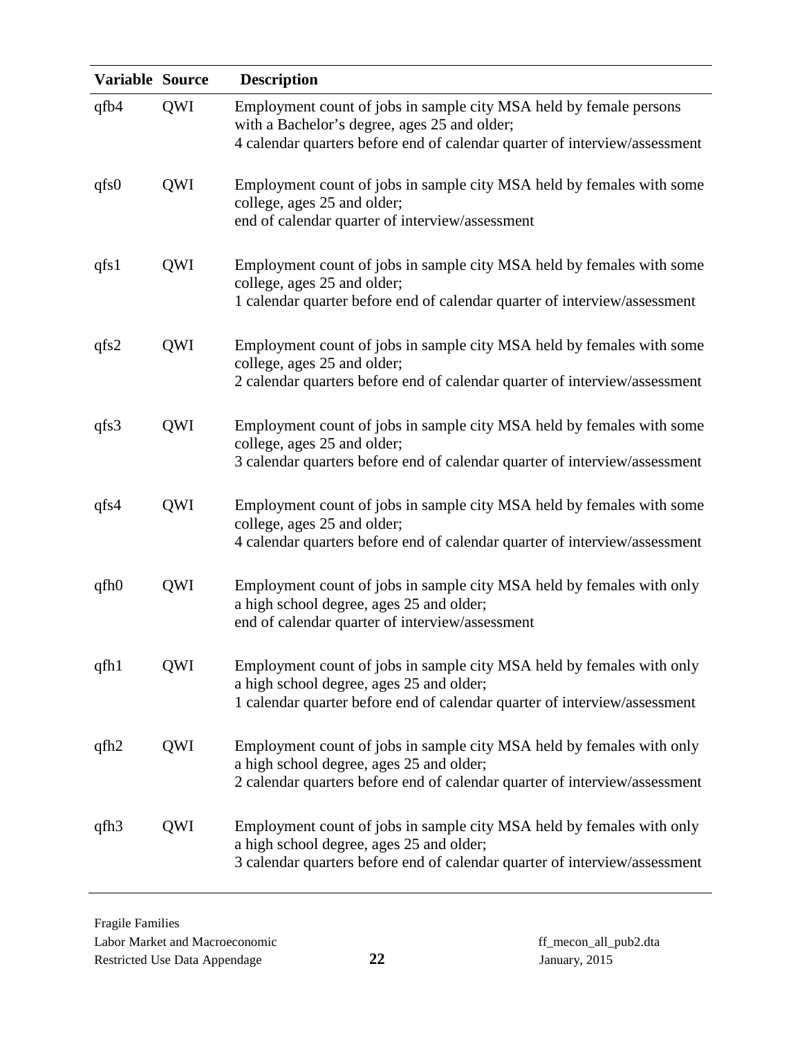| Variable | Source | Description |
|---|---|---|
| qfb4 | QWI | Employment count of jobs in sample city MSA held by female persons with a Bachelor's degree, ages 25 and older; 4 calendar quarters before end of calendar quarter of interview/assessment |
| qfs0 | QWI | Employment count of jobs in sample city MSA held by females with some college, ages 25 and older; end of calendar quarter of interview/assessment |
| qfs1 | QWI | Employment count of jobs in sample city MSA held by females with some college, ages 25 and older; 1 calendar quarter before end of calendar quarter of interview/assessment |
| qfs2 | QWI | Employment count of jobs in sample city MSA held by females with some college, ages 25 and older; 2 calendar quarters before end of calendar quarter of interview/assessment |
| qfs3 | QWI | Employment count of jobs in sample city MSA held by females with some college, ages 25 and older; 3 calendar quarters before end of calendar quarter of interview/assessment |
| qfs4 | QWI | Employment count of jobs in sample city MSA held by females with some college, ages 25 and older; 4 calendar quarters before end of calendar quarter of interview/assessment |
| qfh0 | QWI | Employment count of jobs in sample city MSA held by females with only a high school degree, ages 25 and older; end of calendar quarter of interview/assessment |
| qfh1 | QWI | Employment count of jobs in sample city MSA held by females with only a high school degree, ages 25 and older; 1 calendar quarter before end of calendar quarter of interview/assessment |
| qfh2 | QWI | Employment count of jobs in sample city MSA held by females with only a high school degree, ages 25 and older; 2 calendar quarters before end of calendar quarter of interview/assessment |
| qfh3 | QWI | Employment count of jobs in sample city MSA held by females with only a high school degree, ages 25 and older; 3 calendar quarters before end of calendar quarter of interview/assessment |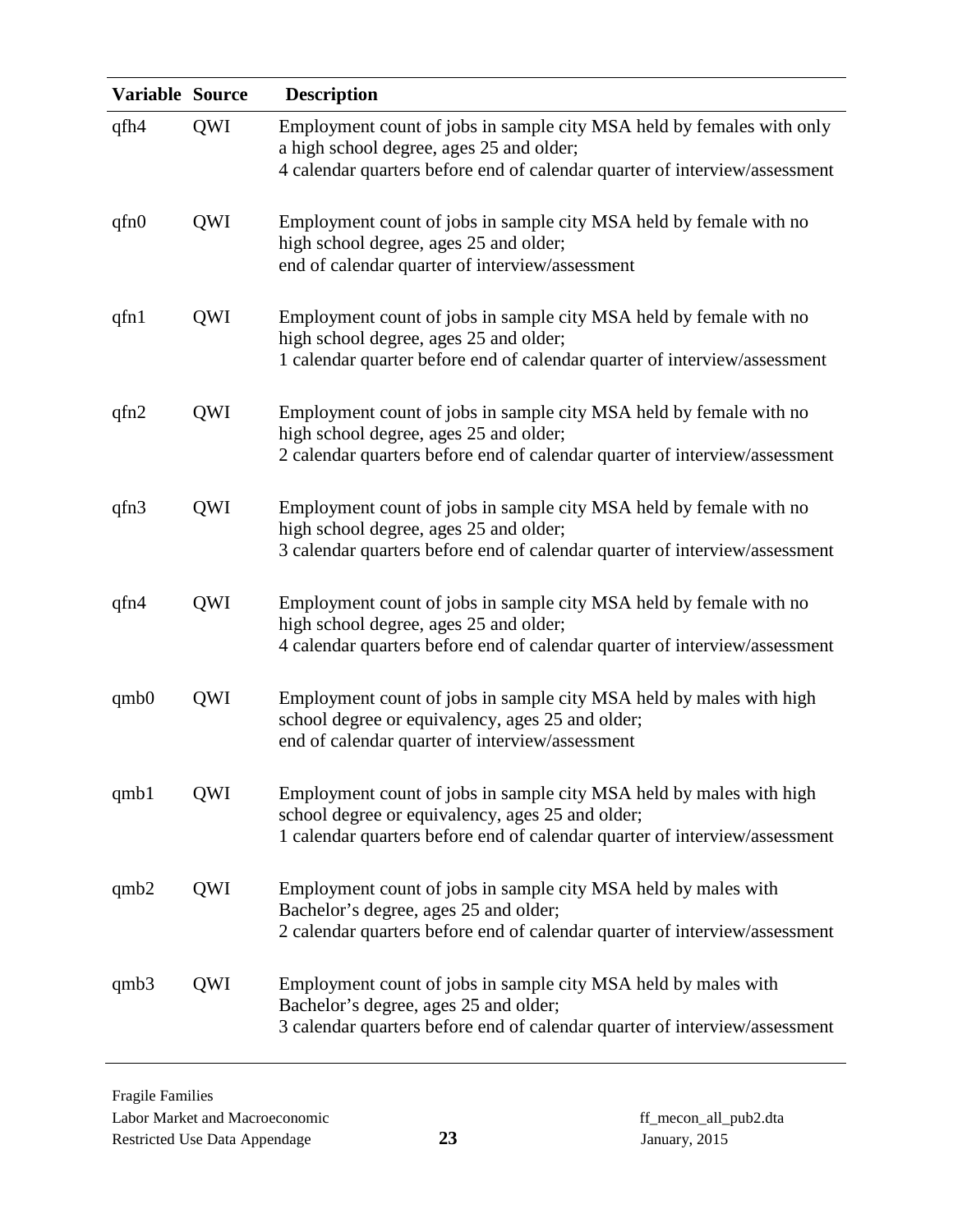| Variable | Source | Description |
|---|---|---|
| qfh4 | QWI | Employment count of jobs in sample city MSA held by females with only a high school degree, ages 25 and older; 4 calendar quarters before end of calendar quarter of interview/assessment |
| qfn0 | QWI | Employment count of jobs in sample city MSA held by female with no high school degree, ages 25 and older; end of calendar quarter of interview/assessment |
| qfn1 | QWI | Employment count of jobs in sample city MSA held by female with no high school degree, ages 25 and older; 1 calendar quarter before end of calendar quarter of interview/assessment |
| qfn2 | QWI | Employment count of jobs in sample city MSA held by female with no high school degree, ages 25 and older; 2 calendar quarters before end of calendar quarter of interview/assessment |
| qfn3 | QWI | Employment count of jobs in sample city MSA held by female with no high school degree, ages 25 and older; 3 calendar quarters before end of calendar quarter of interview/assessment |
| qfn4 | QWI | Employment count of jobs in sample city MSA held by female with no high school degree, ages 25 and older; 4 calendar quarters before end of calendar quarter of interview/assessment |
| qmb0 | QWI | Employment count of jobs in sample city MSA held by males with high school degree or equivalency, ages 25 and older; end of calendar quarter of interview/assessment |
| qmb1 | QWI | Employment count of jobs in sample city MSA held by males with high school degree or equivalency, ages 25 and older; 1 calendar quarters before end of calendar quarter of interview/assessment |
| qmb2 | QWI | Employment count of jobs in sample city MSA held by males with Bachelor's degree, ages 25 and older; 2 calendar quarters before end of calendar quarter of interview/assessment |
| qmb3 | QWI | Employment count of jobs in sample city MSA held by males with Bachelor's degree, ages 25 and older; 3 calendar quarters before end of calendar quarter of interview/assessment |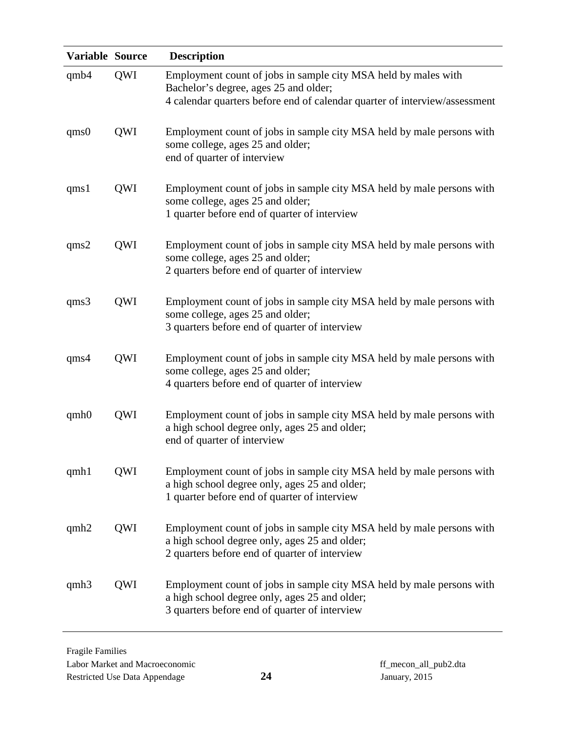| Variable | Source | Description |
|---|---|---|
| qmb4 | QWI | Employment count of jobs in sample city MSA held by males with Bachelor's degree, ages 25 and older; 4 calendar quarters before end of calendar quarter of interview/assessment |
| qms0 | QWI | Employment count of jobs in sample city MSA held by male persons with some college, ages 25 and older; end of quarter of interview |
| qms1 | QWI | Employment count of jobs in sample city MSA held by male persons with some college, ages 25 and older; 1 quarter before end of quarter of interview |
| qms2 | QWI | Employment count of jobs in sample city MSA held by male persons with some college, ages 25 and older; 2 quarters before end of quarter of interview |
| qms3 | QWI | Employment count of jobs in sample city MSA held by male persons with some college, ages 25 and older; 3 quarters before end of quarter of interview |
| qms4 | QWI | Employment count of jobs in sample city MSA held by male persons with some college, ages 25 and older; 4 quarters before end of quarter of interview |
| qmh0 | QWI | Employment count of jobs in sample city MSA held by male persons with a high school degree only, ages 25 and older; end of quarter of interview |
| qmh1 | QWI | Employment count of jobs in sample city MSA held by male persons with a high school degree only, ages 25 and older; 1 quarter before end of quarter of interview |
| qmh2 | QWI | Employment count of jobs in sample city MSA held by male persons with a high school degree only, ages 25 and older; 2 quarters before end of quarter of interview |
| qmh3 | QWI | Employment count of jobs in sample city MSA held by male persons with a high school degree only, ages 25 and older; 3 quarters before end of quarter of interview |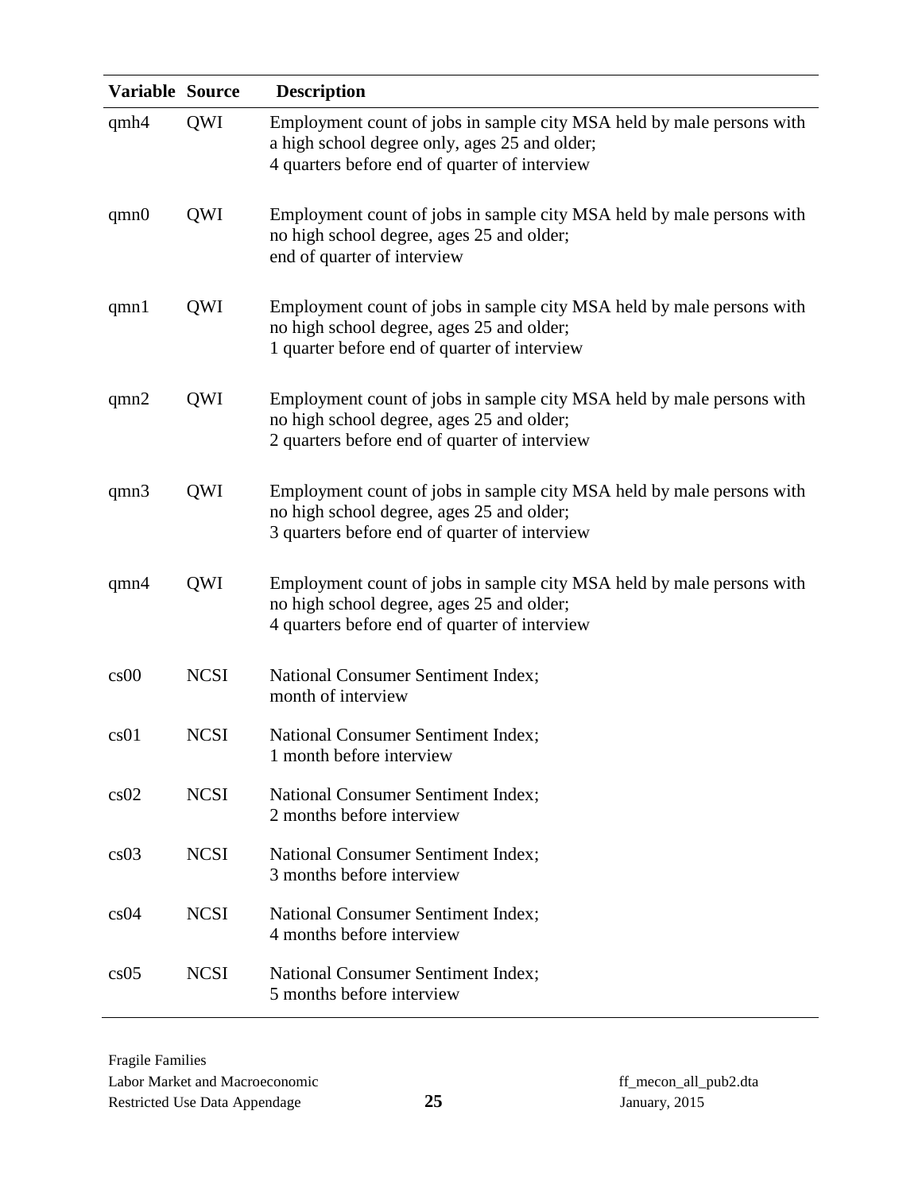| Variable | Source | Description |
|---|---|---|
| qmh4 | QWI | Employment count of jobs in sample city MSA held by male persons with a high school degree only, ages 25 and older; 4 quarters before end of quarter of interview |
| qmn0 | QWI | Employment count of jobs in sample city MSA held by male persons with no high school degree, ages 25 and older; end of quarter of interview |
| qmn1 | QWI | Employment count of jobs in sample city MSA held by male persons with no high school degree, ages 25 and older; 1 quarter before end of quarter of interview |
| qmn2 | QWI | Employment count of jobs in sample city MSA held by male persons with no high school degree, ages 25 and older; 2 quarters before end of quarter of interview |
| qmn3 | QWI | Employment count of jobs in sample city MSA held by male persons with no high school degree, ages 25 and older; 3 quarters before end of quarter of interview |
| qmn4 | QWI | Employment count of jobs in sample city MSA held by male persons with no high school degree, ages 25 and older; 4 quarters before end of quarter of interview |
| cs00 | NCSI | National Consumer Sentiment Index; month of interview |
| cs01 | NCSI | National Consumer Sentiment Index; 1 month before interview |
| cs02 | NCSI | National Consumer Sentiment Index; 2 months before interview |
| cs03 | NCSI | National Consumer Sentiment Index; 3 months before interview |
| cs04 | NCSI | National Consumer Sentiment Index; 4 months before interview |
| cs05 | NCSI | National Consumer Sentiment Index; 5 months before interview |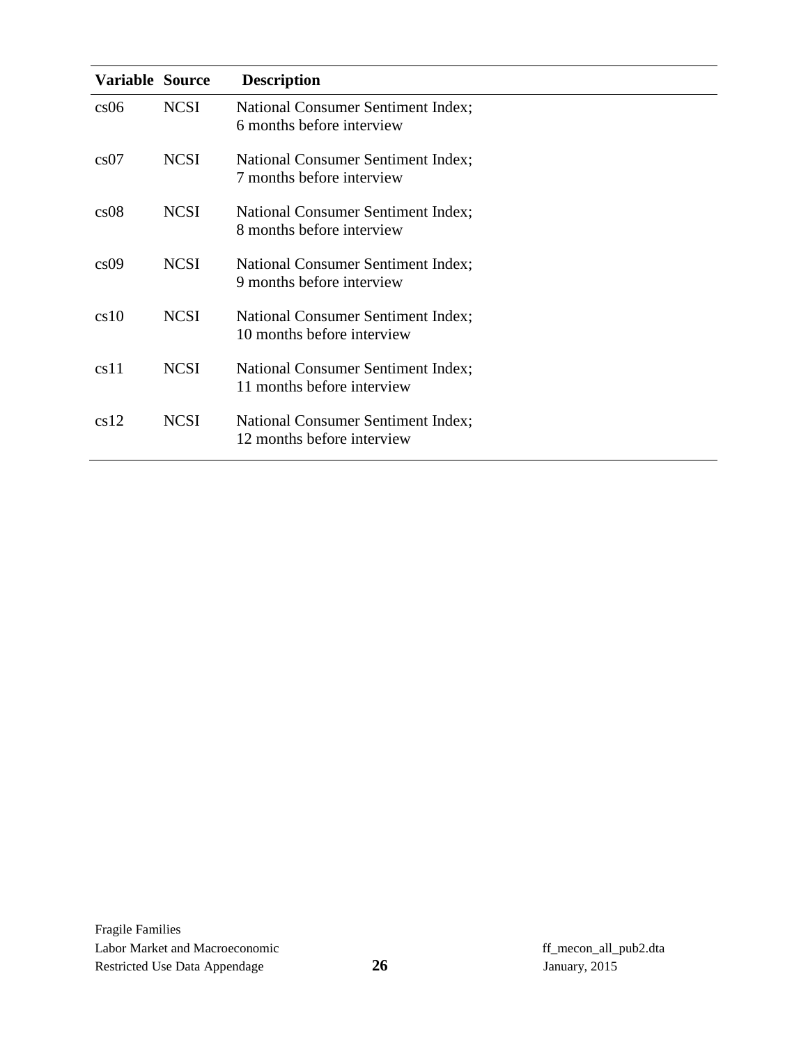| Variable | Source | Description |
|---|---|---|
| cs06 | NCSI | National Consumer Sentiment Index; 6 months before interview |
| cs07 | NCSI | National Consumer Sentiment Index; 7 months before interview |
| cs08 | NCSI | National Consumer Sentiment Index; 8 months before interview |
| cs09 | NCSI | National Consumer Sentiment Index; 9 months before interview |
| cs10 | NCSI | National Consumer Sentiment Index; 10 months before interview |
| cs11 | NCSI | National Consumer Sentiment Index; 11 months before interview |
| cs12 | NCSI | National Consumer Sentiment Index; 12 months before interview |